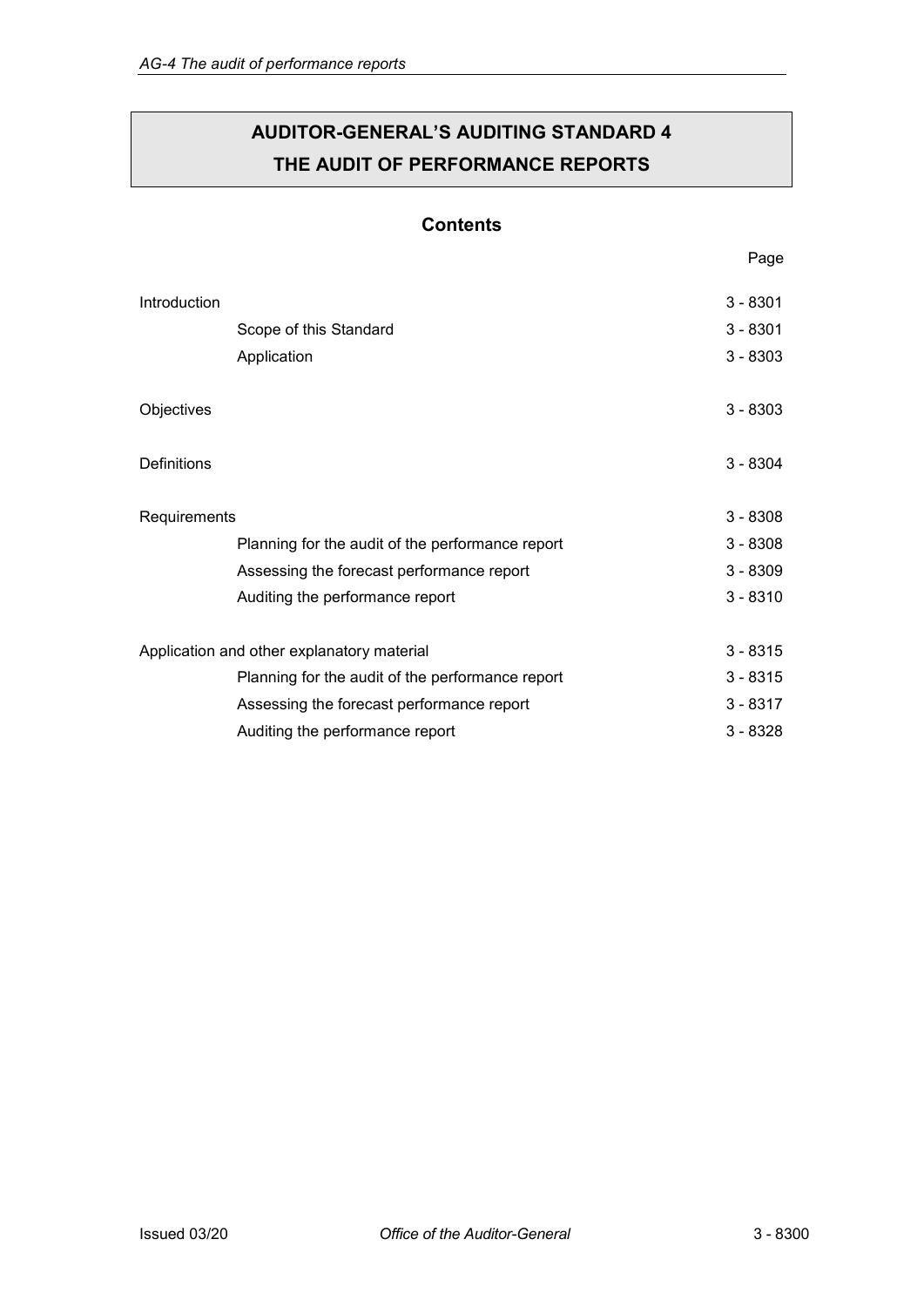# AUDITOR-GENERAL'S AUDITING STANDARD 4
# THE AUDIT OF PERFORMANCE REPORTS

## Contents

| | Page |
|---|---|
| Introduction | 3 - 8301 |
| Scope of this Standard | 3 - 8301 |
| Application | 3 - 8303 |
| Objectives | 3 - 8303 |
| Definitions | 3 - 8304 |
| Requirements | 3 - 8308 |
| Planning for the audit of the performance report | 3 - 8308 |
| Assessing the forecast performance report | 3 - 8309 |
| Auditing the performance report | 3 - 8310 |
| Application and other explanatory material | 3 - 8315 |
| Planning for the audit of the performance report | 3 - 8315 |
| Assessing the forecast performance report | 3 - 8317 |
| Auditing the performance report | 3 - 8328 |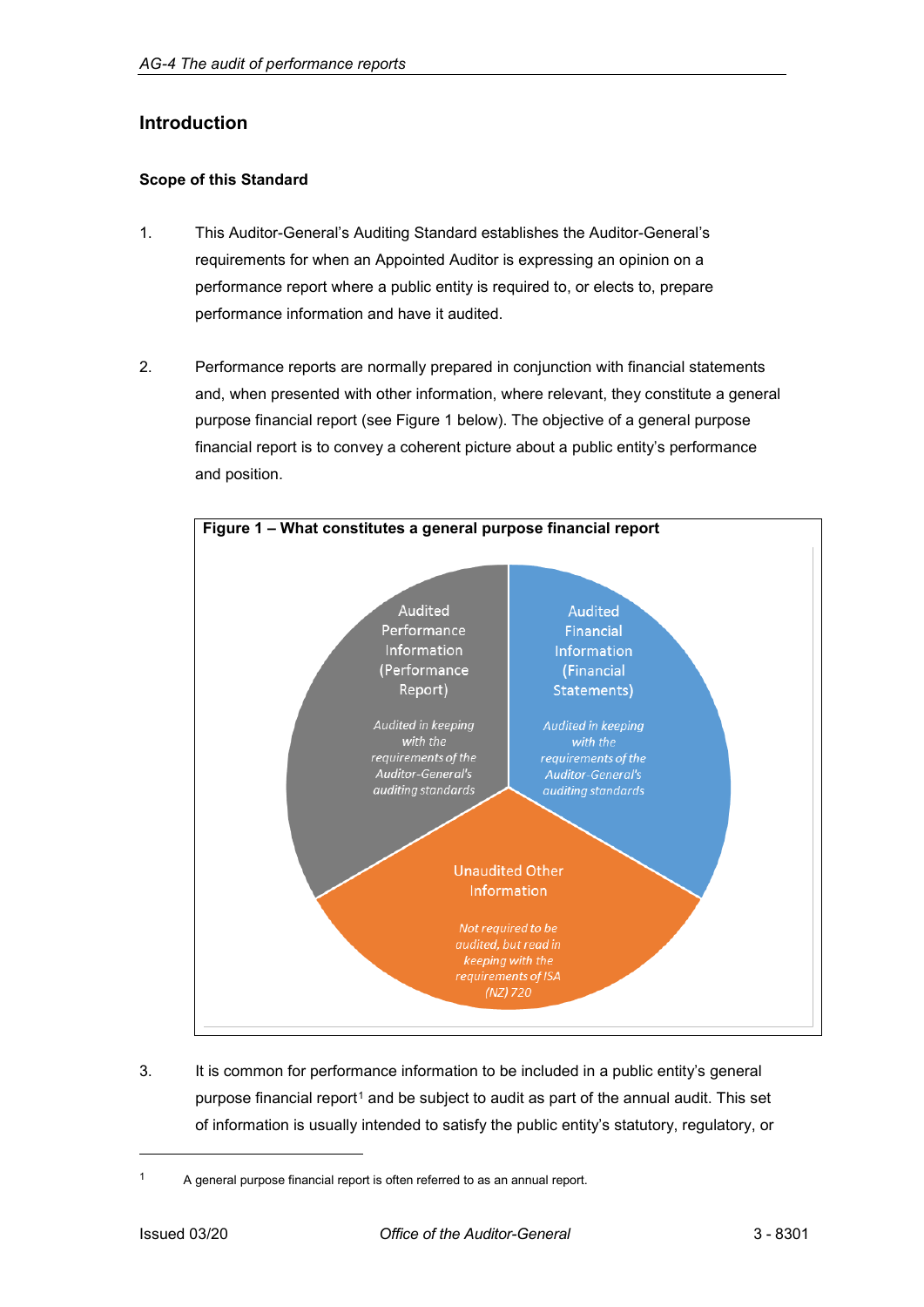## Introduction

### Scope of this Standard

1. This Auditor-General's Auditing Standard establishes the Auditor-General's requirements for when an Appointed Auditor is expressing an opinion on a performance report where a public entity is required to, or elects to, prepare performance information and have it audited.

2. Performance reports are normally prepared in conjunction with financial statements and, when presented with other information, where relevant, they constitute a general purpose financial report (see Figure 1 below). The objective of a general purpose financial report is to convey a coherent picture about a public entity's performance and position.

**Figure 1 – What constitutes a general purpose financial report**

Audited Performance Information (Performance Report)

*Audited in keeping with the requirements of the Auditor-General's auditing standards*

Audited Financial Information (Financial Statements)

*Audited in keeping with the requirements of the Auditor-General's auditing standards*

Unaudited Other Information

*Not required to be audited, but read in keeping with the requirements of ISA (NZ) 720*

3. It is common for performance information to be included in a public entity's general purpose financial report[1] and be subject to audit as part of the annual audit. This set of information is usually intended to satisfy the public entity's statutory, regulatory, or

[1] A general purpose financial report is often referred to as an annual report.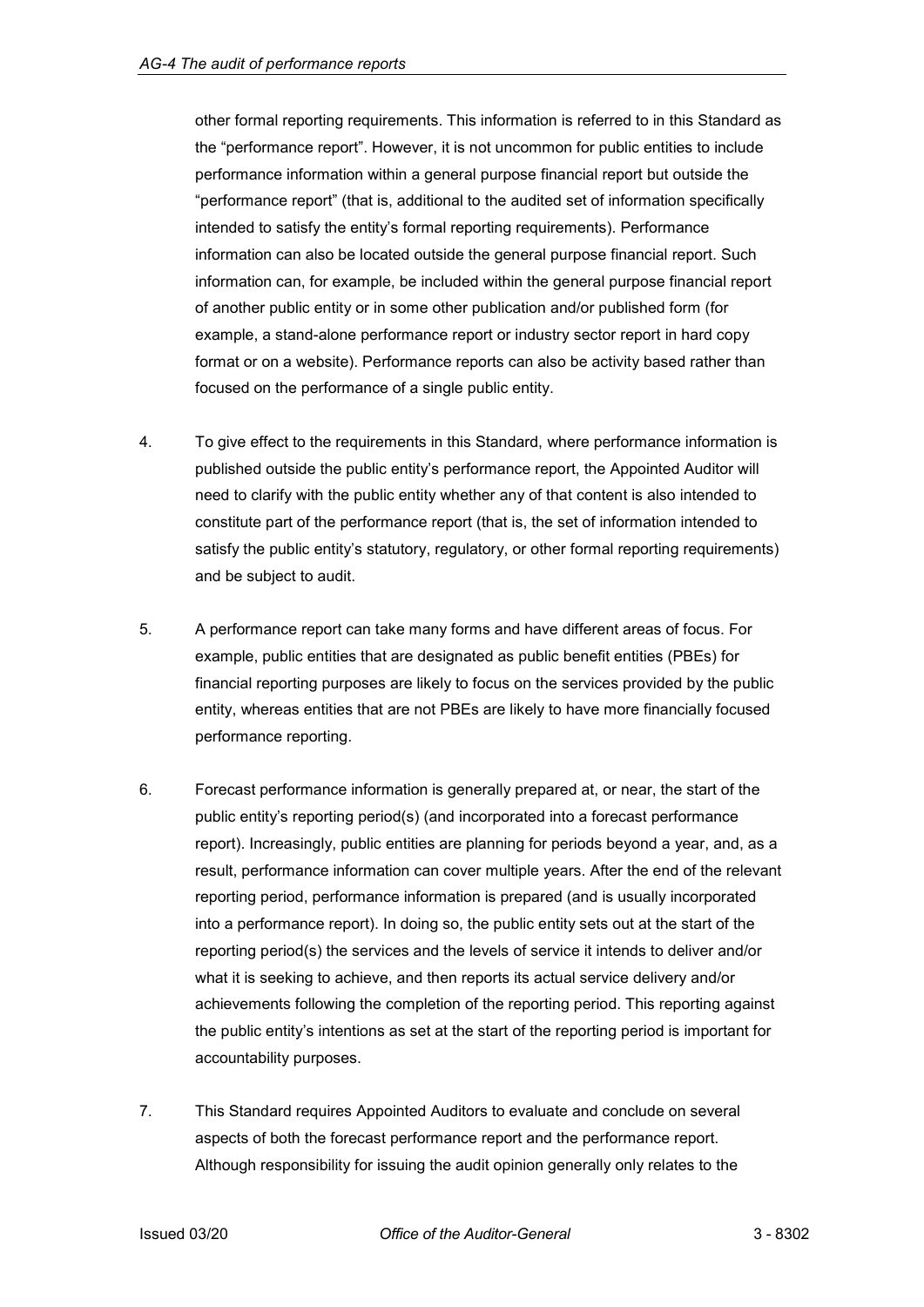other formal reporting requirements. This information is referred to in this Standard as the "performance report". However, it is not uncommon for public entities to include performance information within a general purpose financial report but outside the "performance report" (that is, additional to the audited set of information specifically intended to satisfy the entity's formal reporting requirements). Performance information can also be located outside the general purpose financial report. Such information can, for example, be included within the general purpose financial report of another public entity or in some other publication and/or published form (for example, a stand-alone performance report or industry sector report in hard copy format or on a website). Performance reports can also be activity based rather than focused on the performance of a single public entity.

4. To give effect to the requirements in this Standard, where performance information is published outside the public entity's performance report, the Appointed Auditor will need to clarify with the public entity whether any of that content is also intended to constitute part of the performance report (that is, the set of information intended to satisfy the public entity's statutory, regulatory, or other formal reporting requirements) and be subject to audit.

5. A performance report can take many forms and have different areas of focus. For example, public entities that are designated as public benefit entities (PBEs) for financial reporting purposes are likely to focus on the services provided by the public entity, whereas entities that are not PBEs are likely to have more financially focused performance reporting.

6. Forecast performance information is generally prepared at, or near, the start of the public entity's reporting period(s) (and incorporated into a forecast performance report). Increasingly, public entities are planning for periods beyond a year, and, as a result, performance information can cover multiple years. After the end of the relevant reporting period, performance information is prepared (and is usually incorporated into a performance report). In doing so, the public entity sets out at the start of the reporting period(s) the services and the levels of service it intends to deliver and/or what it is seeking to achieve, and then reports its actual service delivery and/or achievements following the completion of the reporting period. This reporting against the public entity's intentions as set at the start of the reporting period is important for accountability purposes.

7. This Standard requires Appointed Auditors to evaluate and conclude on several aspects of both the forecast performance report and the performance report. Although responsibility for issuing the audit opinion generally only relates to the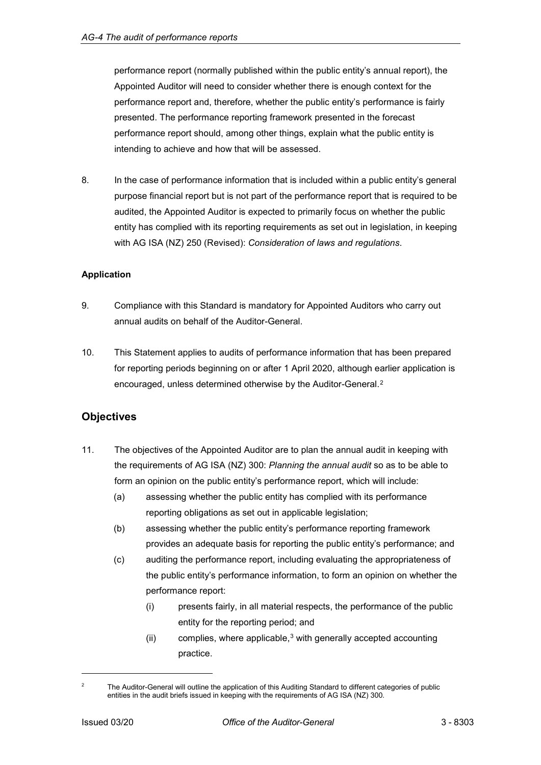performance report (normally published within the public entity's annual report), the Appointed Auditor will need to consider whether there is enough context for the performance report and, therefore, whether the public entity's performance is fairly presented. The performance reporting framework presented in the forecast performance report should, among other things, explain what the public entity is intending to achieve and how that will be assessed.

8. In the case of performance information that is included within a public entity's general purpose financial report but is not part of the performance report that is required to be audited, the Appointed Auditor is expected to primarily focus on whether the public entity has complied with its reporting requirements as set out in legislation, in keeping with AG ISA (NZ) 250 (Revised): *Consideration of laws and regulations*.

**Application**

9. Compliance with this Standard is mandatory for Appointed Auditors who carry out annual audits on behalf of the Auditor-General.

10. This Statement applies to audits of performance information that has been prepared for reporting periods beginning on or after 1 April 2020, although earlier application is encouraged, unless determined otherwise by the Auditor-General.[2]

## Objectives

11. The objectives of the Appointed Auditor are to plan the annual audit in keeping with the requirements of AG ISA (NZ) 300: *Planning the annual audit* so as to be able to form an opinion on the public entity's performance report, which will include:
    (a) assessing whether the public entity has complied with its performance reporting obligations as set out in applicable legislation;
    (b) assessing whether the public entity's performance reporting framework provides an adequate basis for reporting the public entity's performance; and
    (c) auditing the performance report, including evaluating the appropriateness of the public entity's performance information, to form an opinion on whether the performance report:
        (i) presents fairly, in all material respects, the performance of the public entity for the reporting period; and
        (ii) complies, where applicable,[3] with generally accepted accounting practice.

[2] The Auditor-General will outline the application of this Auditing Standard to different categories of public entities in the audit briefs issued in keeping with the requirements of AG ISA (NZ) 300.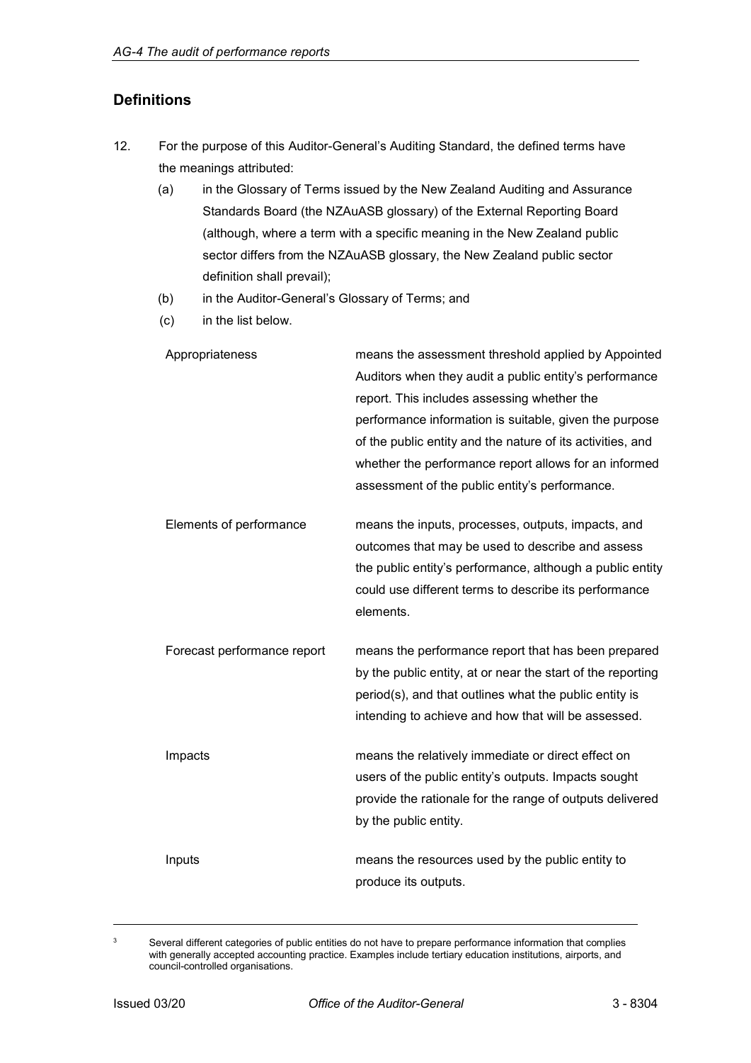## Definitions

12. For the purpose of this Auditor-General's Auditing Standard, the defined terms have the meanings attributed:

    (a) in the Glossary of Terms issued by the New Zealand Auditing and Assurance Standards Board (the NZAuASB glossary) of the External Reporting Board (although, where a term with a specific meaning in the New Zealand public sector differs from the NZAuASB glossary, the New Zealand public sector definition shall prevail);

    (b) in the Auditor-General's Glossary of Terms; and

    (c) in the list below.

| | |
|---|---|
| Appropriateness | means the assessment threshold applied by Appointed Auditors when they audit a public entity's performance report. This includes assessing whether the performance information is suitable, given the purpose of the public entity and the nature of its activities, and whether the performance report allows for an informed assessment of the public entity's performance. |
| Elements of performance | means the inputs, processes, outputs, impacts, and outcomes that may be used to describe and assess the public entity's performance, although a public entity could use different terms to describe its performance elements. |
| Forecast performance report | means the performance report that has been prepared by the public entity, at or near the start of the reporting period(s), and that outlines what the public entity is intending to achieve and how that will be assessed. |
| Impacts | means the relatively immediate or direct effect on users of the public entity's outputs. Impacts sought provide the rationale for the range of outputs delivered by the public entity. |
| Inputs | means the resources used by the public entity to produce its outputs. |

[3] Several different categories of public entities do not have to prepare performance information that complies with generally accepted accounting practice. Examples include tertiary education institutions, airports, and council-controlled organisations.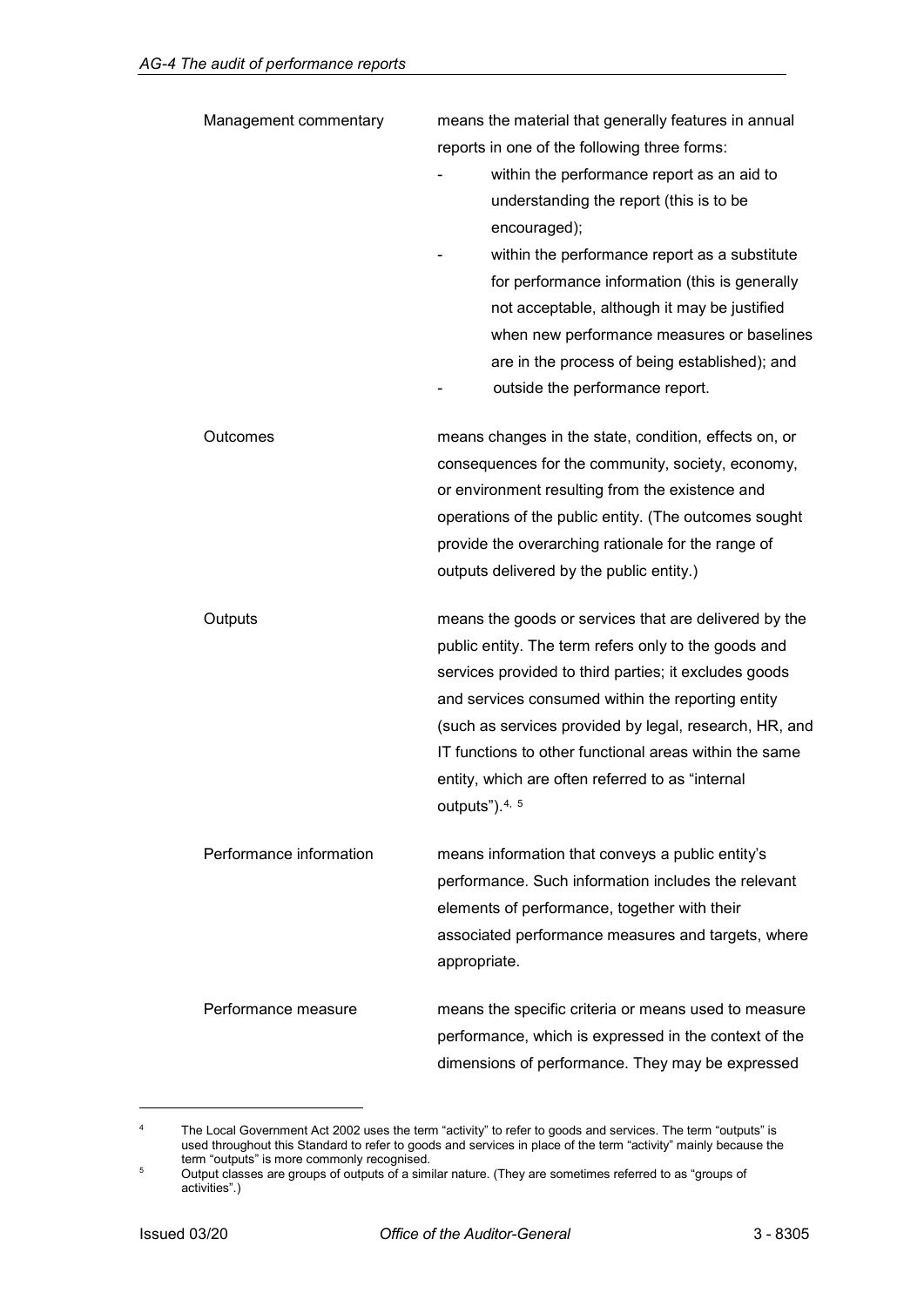| | |
|---|---|
| Management commentary | means the material that generally features in annual reports in one of the following three forms:<br>- within the performance report as an aid to understanding the report (this is to be encouraged);<br>- within the performance report as a substitute for performance information (this is generally not acceptable, although it may be justified when new performance measures or baselines are in the process of being established); and<br>- outside the performance report. |
| Outcomes | means changes in the state, condition, effects on, or consequences for the community, society, economy, or environment resulting from the existence and operations of the public entity. (The outcomes sought provide the overarching rationale for the range of outputs delivered by the public entity.) |
| Outputs | means the goods or services that are delivered by the public entity. The term refers only to the goods and services provided to third parties; it excludes goods and services consumed within the reporting entity (such as services provided by legal, research, HR, and IT functions to other functional areas within the same entity, which are often referred to as "internal outputs").[4, 5] |
| Performance information | means information that conveys a public entity's performance. Such information includes the relevant elements of performance, together with their associated performance measures and targets, where appropriate. |
| Performance measure | means the specific criteria or means used to measure performance, which is expressed in the context of the dimensions of performance. They may be expressed |

[4] The Local Government Act 2002 uses the term "activity" to refer to goods and services. The term "outputs" is used throughout this Standard to refer to goods and services in place of the term "activity" mainly because the term "outputs" is more commonly recognised.

[5] Output classes are groups of outputs of a similar nature. (They are sometimes referred to as "groups of activities".)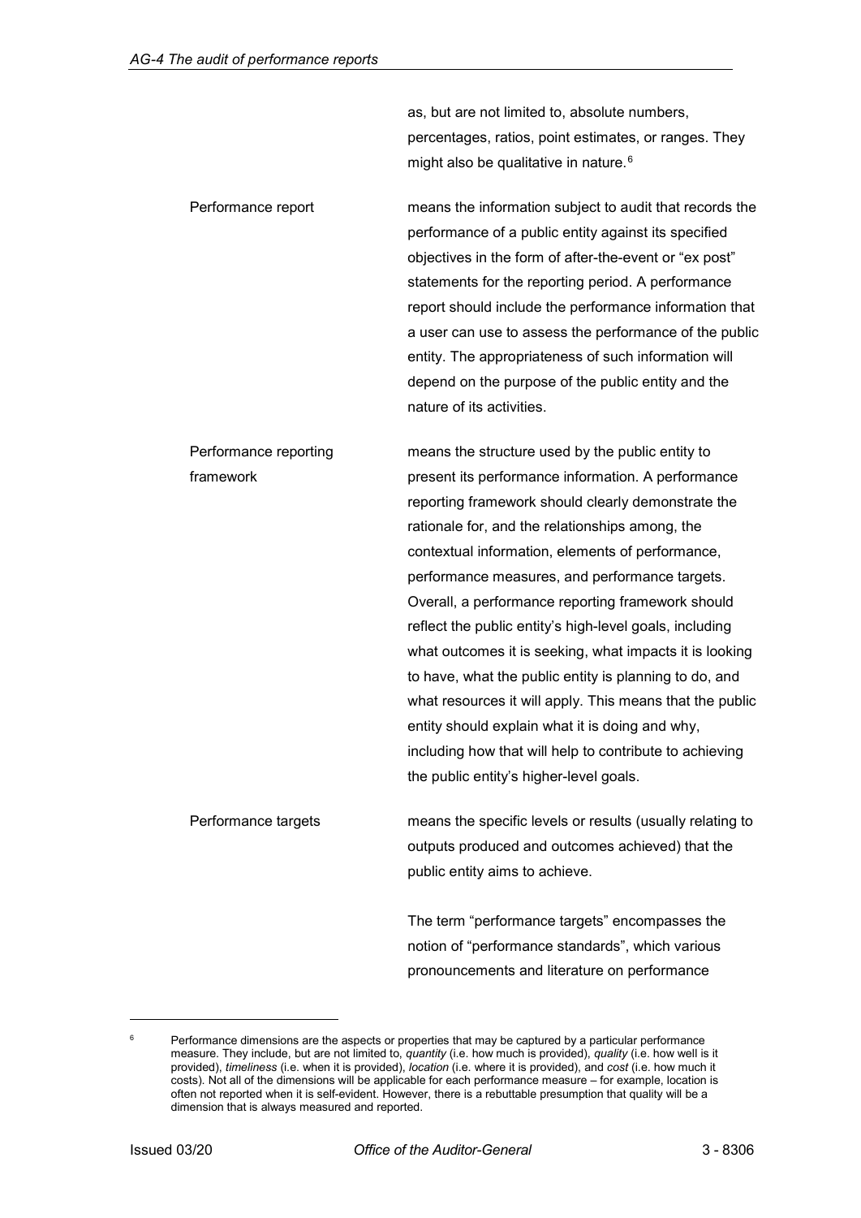as, but are not limited to, absolute numbers, percentages, ratios, point estimates, or ranges. They might also be qualitative in nature.[6]

| | |
|---|---|
| Performance report | means the information subject to audit that records the performance of a public entity against its specified objectives in the form of after-the-event or "ex post" statements for the reporting period. A performance report should include the performance information that a user can use to assess the performance of the public entity. The appropriateness of such information will depend on the purpose of the public entity and the nature of its activities. |
| Performance reporting framework | means the structure used by the public entity to present its performance information. A performance reporting framework should clearly demonstrate the rationale for, and the relationships among, the contextual information, elements of performance, performance measures, and performance targets. Overall, a performance reporting framework should reflect the public entity's high-level goals, including what outcomes it is seeking, what impacts it is looking to have, what the public entity is planning to do, and what resources it will apply. This means that the public entity should explain what it is doing and why, including how that will help to contribute to achieving the public entity's higher-level goals. |
| Performance targets | means the specific levels or results (usually relating to outputs produced and outcomes achieved) that the public entity aims to achieve.<br><br>The term "performance targets" encompasses the notion of "performance standards", which various pronouncements and literature on performance |

[6] Performance dimensions are the aspects or properties that may be captured by a particular performance measure. They include, but are not limited to, *quantity* (i.e. how much is provided), *quality* (i.e. how well is it provided), *timeliness* (i.e. when it is provided), *location* (i.e. where it is provided), and *cost* (i.e. how much it costs). Not all of the dimensions will be applicable for each performance measure – for example, location is often not reported when it is self-evident. However, there is a rebuttable presumption that quality will be a dimension that is always measured and reported.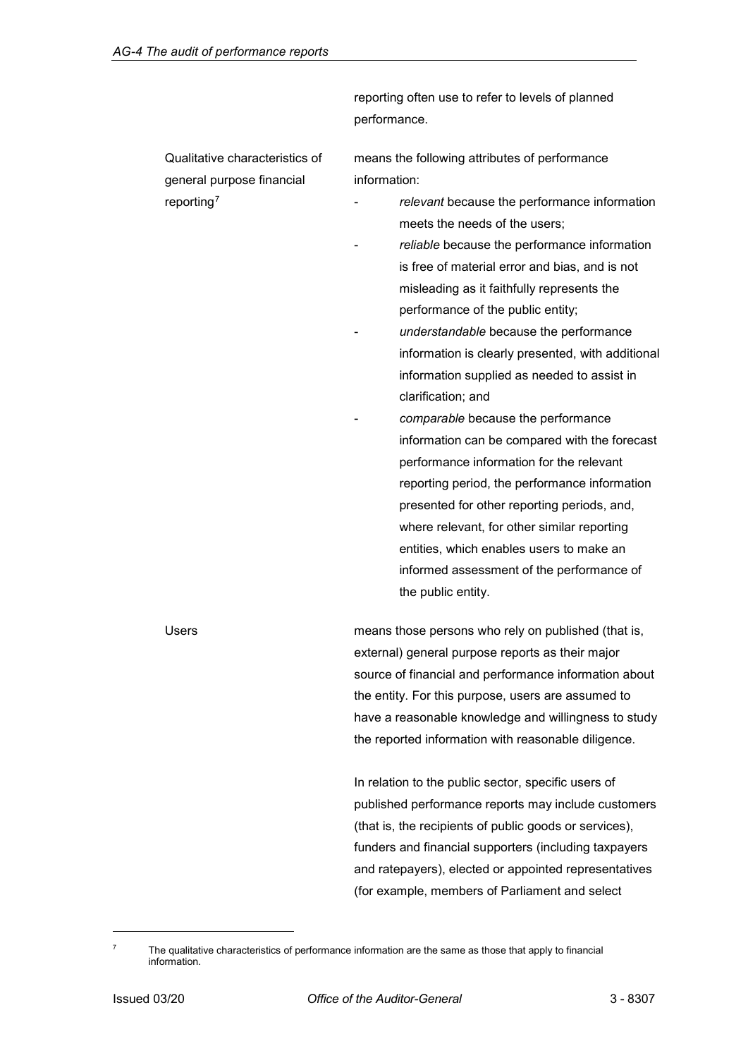reporting often use to refer to levels of planned performance.

| | |
|---|---|
| Qualitative characteristics of general purpose financial reporting[7] | means the following attributes of performance information:<br>- *relevant* because the performance information meets the needs of the users;<br>- *reliable* because the performance information is free of material error and bias, and is not misleading as it faithfully represents the performance of the public entity;<br>- *understandable* because the performance information is clearly presented, with additional information supplied as needed to assist in clarification; and<br>- *comparable* because the performance information can be compared with the forecast performance information for the relevant reporting period, the performance information presented for other reporting periods, and, where relevant, for other similar reporting entities, which enables users to make an informed assessment of the performance of the public entity. |
| Users | means those persons who rely on published (that is, external) general purpose reports as their major source of financial and performance information about the entity. For this purpose, users are assumed to have a reasonable knowledge and willingness to study the reported information with reasonable diligence.<br><br>In relation to the public sector, specific users of published performance reports may include customers (that is, the recipients of public goods or services), funders and financial supporters (including taxpayers and ratepayers), elected or appointed representatives (for example, members of Parliament and select |

[7] The qualitative characteristics of performance information are the same as those that apply to financial information.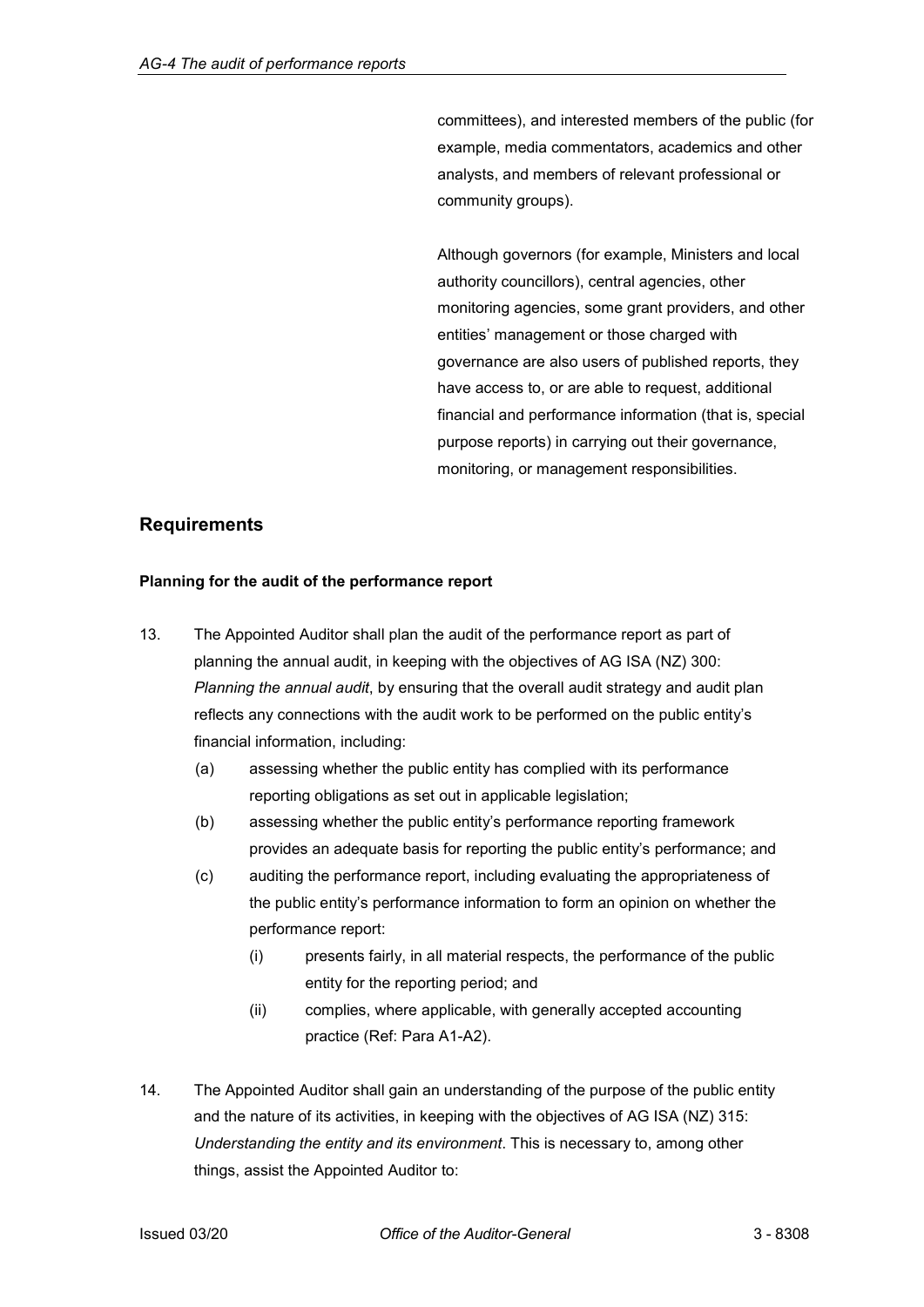committees), and interested members of the public (for example, media commentators, academics and other analysts, and members of relevant professional or community groups).

Although governors (for example, Ministers and local authority councillors), central agencies, other monitoring agencies, some grant providers, and other entities' management or those charged with governance are also users of published reports, they have access to, or are able to request, additional financial and performance information (that is, special purpose reports) in carrying out their governance, monitoring, or management responsibilities.

## Requirements

### Planning for the audit of the performance report

13. The Appointed Auditor shall plan the audit of the performance report as part of planning the annual audit, in keeping with the objectives of AG ISA (NZ) 300: *Planning the annual audit*, by ensuring that the overall audit strategy and audit plan reflects any connections with the audit work to be performed on the public entity's financial information, including:
    - (a) assessing whether the public entity has complied with its performance reporting obligations as set out in applicable legislation;
    - (b) assessing whether the public entity's performance reporting framework provides an adequate basis for reporting the public entity's performance; and
    - (c) auditing the performance report, including evaluating the appropriateness of the public entity's performance information to form an opinion on whether the performance report:
        - (i) presents fairly, in all material respects, the performance of the public entity for the reporting period; and
        - (ii) complies, where applicable, with generally accepted accounting practice (Ref: Para A1-A2).

14. The Appointed Auditor shall gain an understanding of the purpose of the public entity and the nature of its activities, in keeping with the objectives of AG ISA (NZ) 315: *Understanding the entity and its environment*. This is necessary to, among other things, assist the Appointed Auditor to: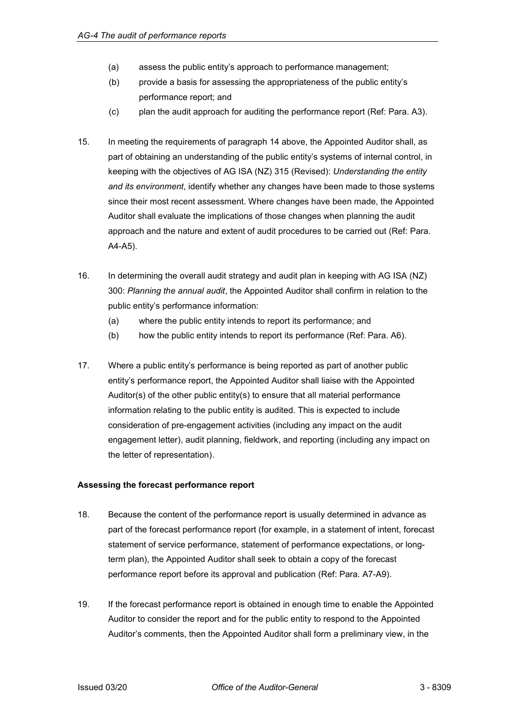(a) assess the public entity's approach to performance management;

(b) provide a basis for assessing the appropriateness of the public entity's performance report; and

(c) plan the audit approach for auditing the performance report (Ref: Para. A3).

15. In meeting the requirements of paragraph 14 above, the Appointed Auditor shall, as part of obtaining an understanding of the public entity's systems of internal control, in keeping with the objectives of AG ISA (NZ) 315 (Revised): *Understanding the entity and its environment*, identify whether any changes have been made to those systems since their most recent assessment. Where changes have been made, the Appointed Auditor shall evaluate the implications of those changes when planning the audit approach and the nature and extent of audit procedures to be carried out (Ref: Para. A4-A5).

16. In determining the overall audit strategy and audit plan in keeping with AG ISA (NZ) 300: *Planning the annual audit*, the Appointed Auditor shall confirm in relation to the public entity's performance information:

    (a) where the public entity intends to report its performance; and

    (b) how the public entity intends to report its performance (Ref: Para. A6).

17. Where a public entity's performance is being reported as part of another public entity's performance report, the Appointed Auditor shall liaise with the Appointed Auditor(s) of the other public entity(s) to ensure that all material performance information relating to the public entity is audited. This is expected to include consideration of pre-engagement activities (including any impact on the audit engagement letter), audit planning, fieldwork, and reporting (including any impact on the letter of representation).

**Assessing the forecast performance report**

18. Because the content of the performance report is usually determined in advance as part of the forecast performance report (for example, in a statement of intent, forecast statement of service performance, statement of performance expectations, or long-term plan), the Appointed Auditor shall seek to obtain a copy of the forecast performance report before its approval and publication (Ref: Para. A7-A9).

19. If the forecast performance report is obtained in enough time to enable the Appointed Auditor to consider the report and for the public entity to respond to the Appointed Auditor's comments, then the Appointed Auditor shall form a preliminary view, in the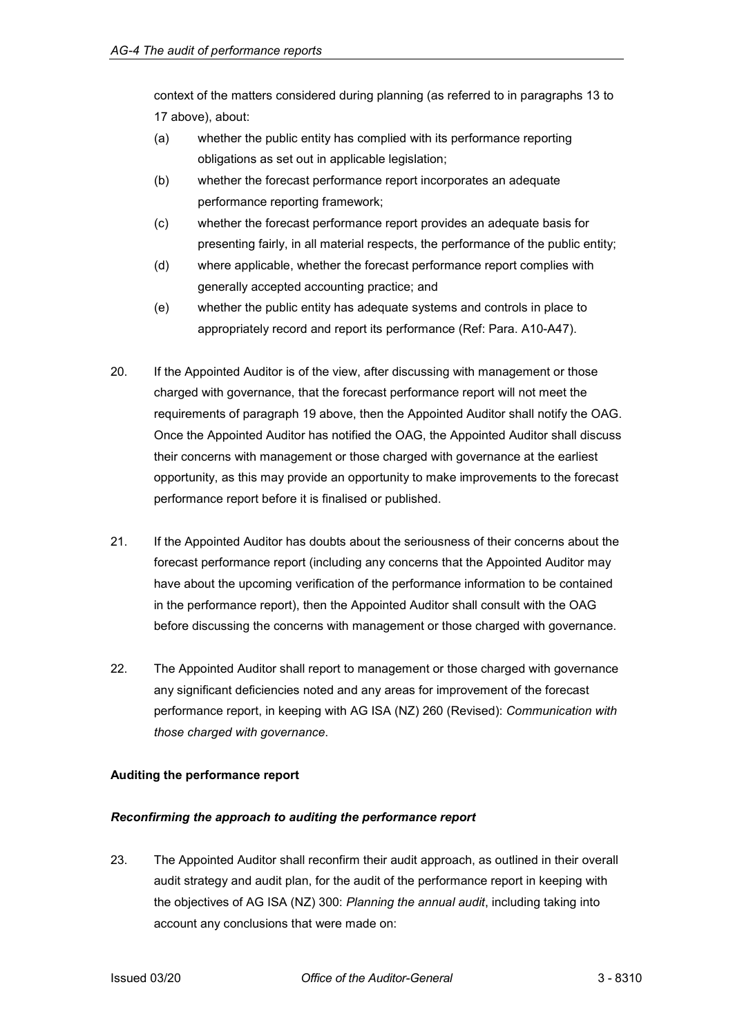context of the matters considered during planning (as referred to in paragraphs 13 to 17 above), about:

(a) whether the public entity has complied with its performance reporting obligations as set out in applicable legislation;

(b) whether the forecast performance report incorporates an adequate performance reporting framework;

(c) whether the forecast performance report provides an adequate basis for presenting fairly, in all material respects, the performance of the public entity;

(d) where applicable, whether the forecast performance report complies with generally accepted accounting practice; and

(e) whether the public entity has adequate systems and controls in place to appropriately record and report its performance (Ref: Para. A10-A47).

20. If the Appointed Auditor is of the view, after discussing with management or those charged with governance, that the forecast performance report will not meet the requirements of paragraph 19 above, then the Appointed Auditor shall notify the OAG. Once the Appointed Auditor has notified the OAG, the Appointed Auditor shall discuss their concerns with management or those charged with governance at the earliest opportunity, as this may provide an opportunity to make improvements to the forecast performance report before it is finalised or published.

21. If the Appointed Auditor has doubts about the seriousness of their concerns about the forecast performance report (including any concerns that the Appointed Auditor may have about the upcoming verification of the performance information to be contained in the performance report), then the Appointed Auditor shall consult with the OAG before discussing the concerns with management or those charged with governance.

22. The Appointed Auditor shall report to management or those charged with governance any significant deficiencies noted and any areas for improvement of the forecast performance report, in keeping with AG ISA (NZ) 260 (Revised): *Communication with those charged with governance*.

**Auditing the performance report**

***Reconfirming the approach to auditing the performance report***

23. The Appointed Auditor shall reconfirm their audit approach, as outlined in their overall audit strategy and audit plan, for the audit of the performance report in keeping with the objectives of AG ISA (NZ) 300: *Planning the annual audit*, including taking into account any conclusions that were made on: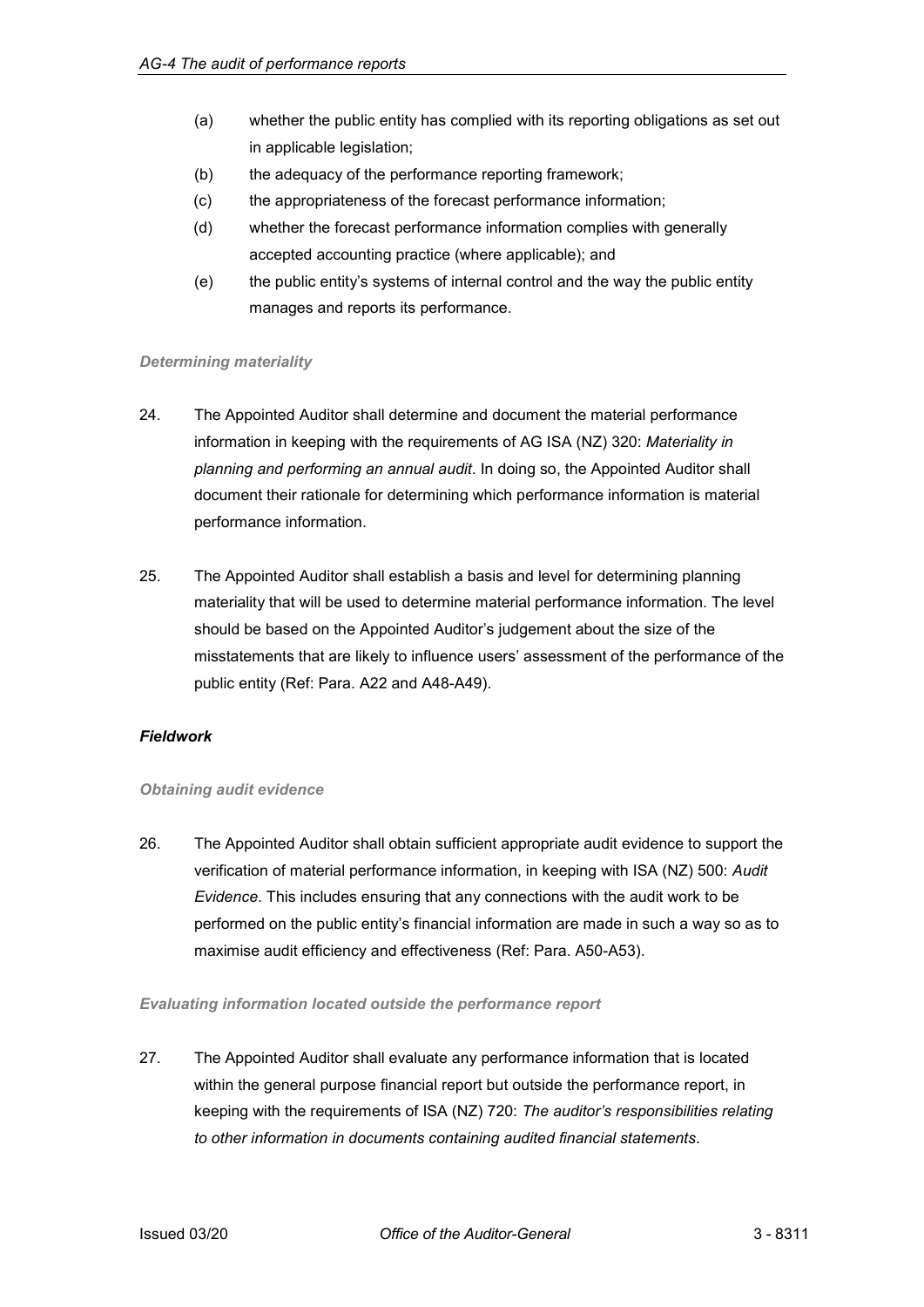(a) whether the public entity has complied with its reporting obligations as set out in applicable legislation;

(b) the adequacy of the performance reporting framework;

(c) the appropriateness of the forecast performance information;

(d) whether the forecast performance information complies with generally accepted accounting practice (where applicable); and

(e) the public entity's systems of internal control and the way the public entity manages and reports its performance.

#### *Determining materiality*

24. The Appointed Auditor shall determine and document the material performance information in keeping with the requirements of AG ISA (NZ) 320: *Materiality in planning and performing an annual audit*. In doing so, the Appointed Auditor shall document their rationale for determining which performance information is material performance information.

25. The Appointed Auditor shall establish a basis and level for determining planning materiality that will be used to determine material performance information. The level should be based on the Appointed Auditor's judgement about the size of the misstatements that are likely to influence users' assessment of the performance of the public entity (Ref: Para. A22 and A48-A49).

### *Fieldwork*

#### *Obtaining audit evidence*

26. The Appointed Auditor shall obtain sufficient appropriate audit evidence to support the verification of material performance information, in keeping with ISA (NZ) 500: *Audit Evidence*. This includes ensuring that any connections with the audit work to be performed on the public entity's financial information are made in such a way so as to maximise audit efficiency and effectiveness (Ref: Para. A50-A53).

#### *Evaluating information located outside the performance report*

27. The Appointed Auditor shall evaluate any performance information that is located within the general purpose financial report but outside the performance report, in keeping with the requirements of ISA (NZ) 720: *The auditor's responsibilities relating to other information in documents containing audited financial statements*.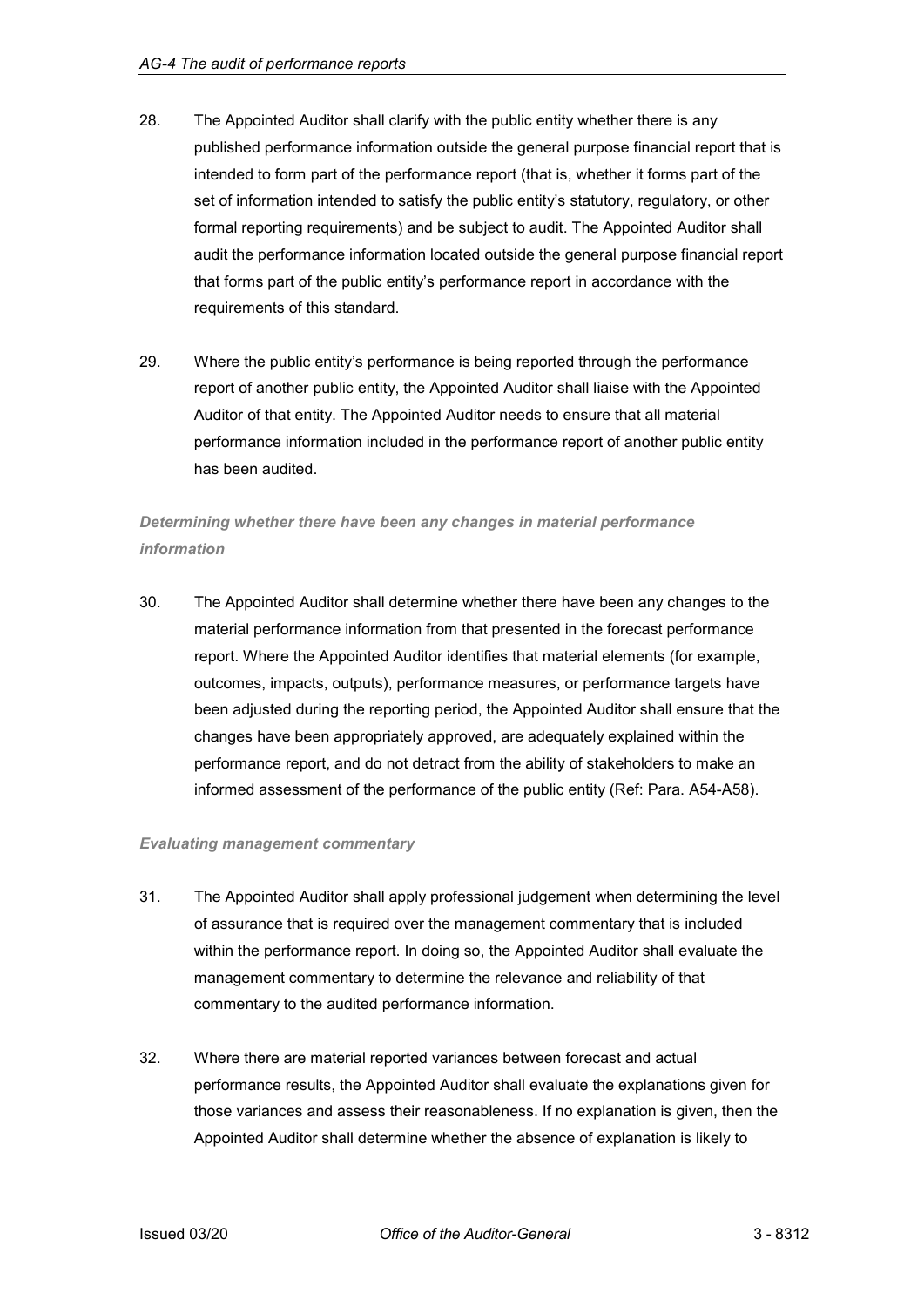28. The Appointed Auditor shall clarify with the public entity whether there is any published performance information outside the general purpose financial report that is intended to form part of the performance report (that is, whether it forms part of the set of information intended to satisfy the public entity's statutory, regulatory, or other formal reporting requirements) and be subject to audit. The Appointed Auditor shall audit the performance information located outside the general purpose financial report that forms part of the public entity's performance report in accordance with the requirements of this standard.

29. Where the public entity's performance is being reported through the performance report of another public entity, the Appointed Auditor shall liaise with the Appointed Auditor of that entity. The Appointed Auditor needs to ensure that all material performance information included in the performance report of another public entity has been audited.

***Determining whether there have been any changes in material performance information***

30. The Appointed Auditor shall determine whether there have been any changes to the material performance information from that presented in the forecast performance report. Where the Appointed Auditor identifies that material elements (for example, outcomes, impacts, outputs), performance measures, or performance targets have been adjusted during the reporting period, the Appointed Auditor shall ensure that the changes have been appropriately approved, are adequately explained within the performance report, and do not detract from the ability of stakeholders to make an informed assessment of the performance of the public entity (Ref: Para. A54-A58).

***Evaluating management commentary***

31. The Appointed Auditor shall apply professional judgement when determining the level of assurance that is required over the management commentary that is included within the performance report. In doing so, the Appointed Auditor shall evaluate the management commentary to determine the relevance and reliability of that commentary to the audited performance information.

32. Where there are material reported variances between forecast and actual performance results, the Appointed Auditor shall evaluate the explanations given for those variances and assess their reasonableness. If no explanation is given, then the Appointed Auditor shall determine whether the absence of explanation is likely to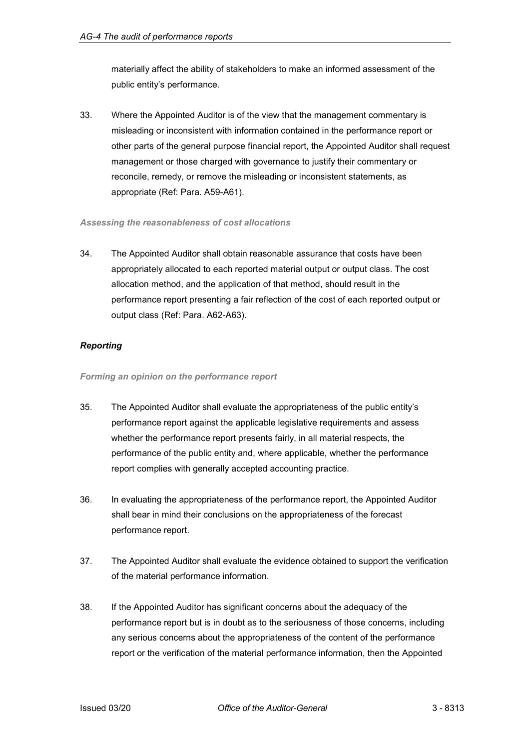materially affect the ability of stakeholders to make an informed assessment of the public entity's performance.

33. Where the Appointed Auditor is of the view that the management commentary is misleading or inconsistent with information contained in the performance report or other parts of the general purpose financial report, the Appointed Auditor shall request management or those charged with governance to justify their commentary or reconcile, remedy, or remove the misleading or inconsistent statements, as appropriate (Ref: Para. A59-A61).

#### *Assessing the reasonableness of cost allocations*

34. The Appointed Auditor shall obtain reasonable assurance that costs have been appropriately allocated to each reported material output or output class. The cost allocation method, and the application of that method, should result in the performance report presenting a fair reflection of the cost of each reported output or output class (Ref: Para. A62-A63).

### *Reporting*

#### *Forming an opinion on the performance report*

35. The Appointed Auditor shall evaluate the appropriateness of the public entity's performance report against the applicable legislative requirements and assess whether the performance report presents fairly, in all material respects, the performance of the public entity and, where applicable, whether the performance report complies with generally accepted accounting practice.

36. In evaluating the appropriateness of the performance report, the Appointed Auditor shall bear in mind their conclusions on the appropriateness of the forecast performance report.

37. The Appointed Auditor shall evaluate the evidence obtained to support the verification of the material performance information.

38. If the Appointed Auditor has significant concerns about the adequacy of the performance report but is in doubt as to the seriousness of those concerns, including any serious concerns about the appropriateness of the content of the performance report or the verification of the material performance information, then the Appointed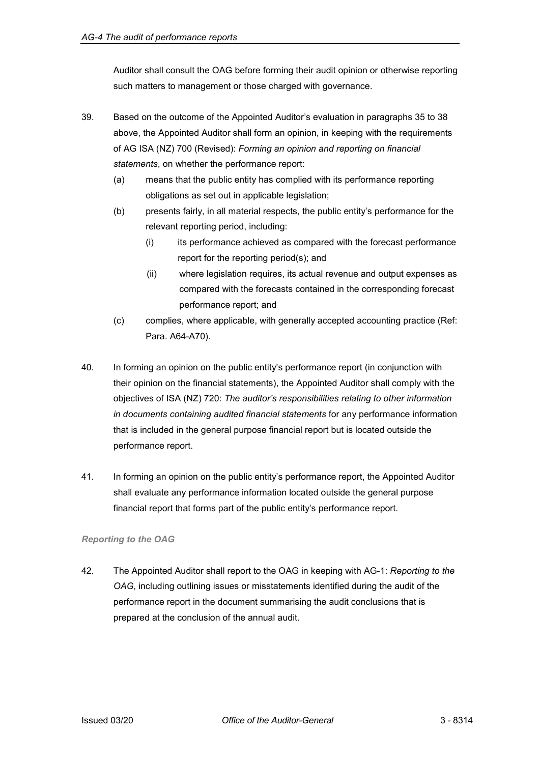Auditor shall consult the OAG before forming their audit opinion or otherwise reporting such matters to management or those charged with governance.

39. Based on the outcome of the Appointed Auditor's evaluation in paragraphs 35 to 38 above, the Appointed Auditor shall form an opinion, in keeping with the requirements of AG ISA (NZ) 700 (Revised): *Forming an opinion and reporting on financial statements*, on whether the performance report:

    (a) means that the public entity has complied with its performance reporting obligations as set out in applicable legislation;

    (b) presents fairly, in all material respects, the public entity's performance for the relevant reporting period, including:

        (i) its performance achieved as compared with the forecast performance report for the reporting period(s); and

        (ii) where legislation requires, its actual revenue and output expenses as compared with the forecasts contained in the corresponding forecast performance report; and

    (c) complies, where applicable, with generally accepted accounting practice (Ref: Para. A64-A70).

40. In forming an opinion on the public entity's performance report (in conjunction with their opinion on the financial statements), the Appointed Auditor shall comply with the objectives of ISA (NZ) 720: *The auditor's responsibilities relating to other information in documents containing audited financial statements* for any performance information that is included in the general purpose financial report but is located outside the performance report.

41. In forming an opinion on the public entity's performance report, the Appointed Auditor shall evaluate any performance information located outside the general purpose financial report that forms part of the public entity's performance report.

### *Reporting to the OAG*

42. The Appointed Auditor shall report to the OAG in keeping with AG-1: *Reporting to the OAG*, including outlining issues or misstatements identified during the audit of the performance report in the document summarising the audit conclusions that is prepared at the conclusion of the annual audit.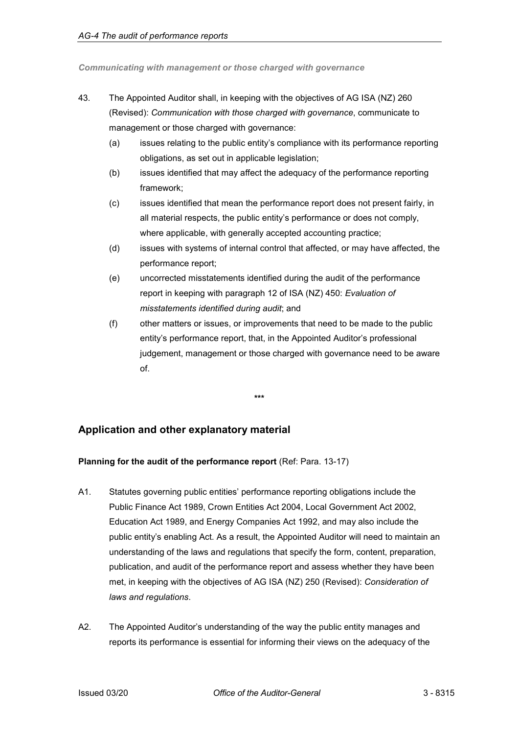*Communicating with management or those charged with governance*

43. The Appointed Auditor shall, in keeping with the objectives of AG ISA (NZ) 260 (Revised): *Communication with those charged with governance*, communicate to management or those charged with governance:

    (a) issues relating to the public entity's compliance with its performance reporting obligations, as set out in applicable legislation;

    (b) issues identified that may affect the adequacy of the performance reporting framework;

    (c) issues identified that mean the performance report does not present fairly, in all material respects, the public entity's performance or does not comply, where applicable, with generally accepted accounting practice;

    (d) issues with systems of internal control that affected, or may have affected, the performance report;

    (e) uncorrected misstatements identified during the audit of the performance report in keeping with paragraph 12 of ISA (NZ) 450: *Evaluation of misstatements identified during audit*; and

    (f) other matters or issues, or improvements that need to be made to the public entity's performance report, that, in the Appointed Auditor's professional judgement, management or those charged with governance need to be aware of.

\*\*\*

## Application and other explanatory material

**Planning for the audit of the performance report** (Ref: Para. 13-17)

A1. Statutes governing public entities' performance reporting obligations include the Public Finance Act 1989, Crown Entities Act 2004, Local Government Act 2002, Education Act 1989, and Energy Companies Act 1992, and may also include the public entity's enabling Act. As a result, the Appointed Auditor will need to maintain an understanding of the laws and regulations that specify the form, content, preparation, publication, and audit of the performance report and assess whether they have been met, in keeping with the objectives of AG ISA (NZ) 250 (Revised): *Consideration of laws and regulations*.

A2. The Appointed Auditor's understanding of the way the public entity manages and reports its performance is essential for informing their views on the adequacy of the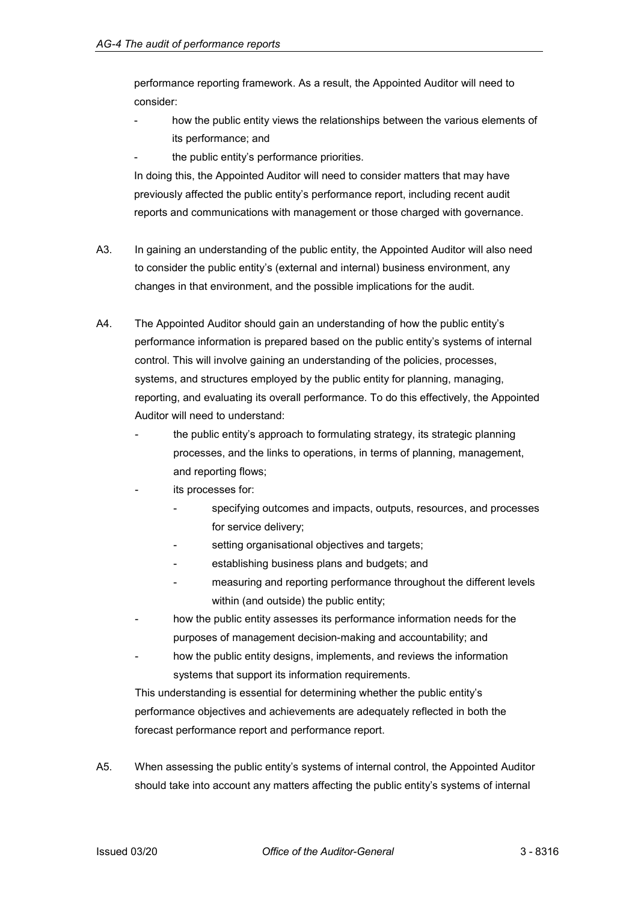performance reporting framework. As a result, the Appointed Auditor will need to consider:

- how the public entity views the relationships between the various elements of its performance; and
- the public entity's performance priorities.

In doing this, the Appointed Auditor will need to consider matters that may have previously affected the public entity's performance report, including recent audit reports and communications with management or those charged with governance.

A3. In gaining an understanding of the public entity, the Appointed Auditor will also need to consider the public entity's (external and internal) business environment, any changes in that environment, and the possible implications for the audit.

A4. The Appointed Auditor should gain an understanding of how the public entity's performance information is prepared based on the public entity's systems of internal control. This will involve gaining an understanding of the policies, processes, systems, and structures employed by the public entity for planning, managing, reporting, and evaluating its overall performance. To do this effectively, the Appointed Auditor will need to understand:

- the public entity's approach to formulating strategy, its strategic planning processes, and the links to operations, in terms of planning, management, and reporting flows;
- its processes for:
    - specifying outcomes and impacts, outputs, resources, and processes for service delivery;
    - setting organisational objectives and targets;
    - establishing business plans and budgets; and
    - measuring and reporting performance throughout the different levels within (and outside) the public entity;
- how the public entity assesses its performance information needs for the purposes of management decision-making and accountability; and
- how the public entity designs, implements, and reviews the information systems that support its information requirements.

This understanding is essential for determining whether the public entity's performance objectives and achievements are adequately reflected in both the forecast performance report and performance report.

A5. When assessing the public entity's systems of internal control, the Appointed Auditor should take into account any matters affecting the public entity's systems of internal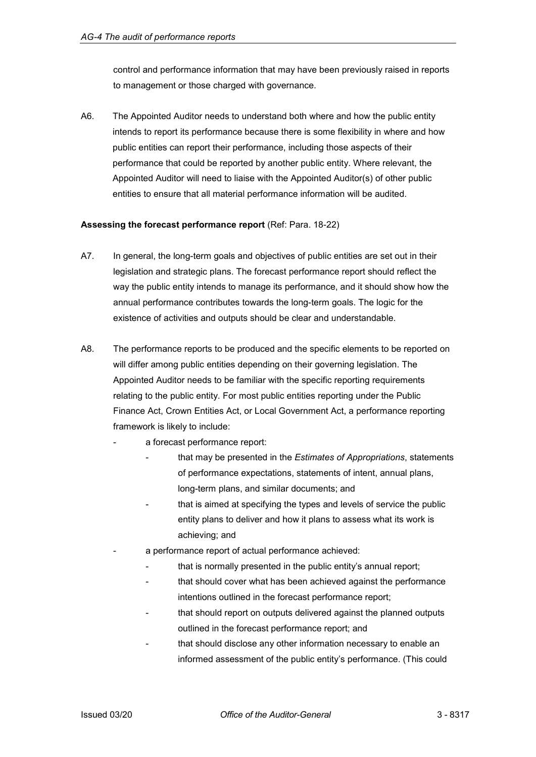control and performance information that may have been previously raised in reports to management or those charged with governance.

A6. The Appointed Auditor needs to understand both where and how the public entity intends to report its performance because there is some flexibility in where and how public entities can report their performance, including those aspects of their performance that could be reported by another public entity. Where relevant, the Appointed Auditor will need to liaise with the Appointed Auditor(s) of other public entities to ensure that all material performance information will be audited.

**Assessing the forecast performance report** (Ref: Para. 18-22)

A7. In general, the long-term goals and objectives of public entities are set out in their legislation and strategic plans. The forecast performance report should reflect the way the public entity intends to manage its performance, and it should show how the annual performance contributes towards the long-term goals. The logic for the existence of activities and outputs should be clear and understandable.

A8. The performance reports to be produced and the specific elements to be reported on will differ among public entities depending on their governing legislation. The Appointed Auditor needs to be familiar with the specific reporting requirements relating to the public entity. For most public entities reporting under the Public Finance Act, Crown Entities Act, or Local Government Act, a performance reporting framework is likely to include:

- a forecast performance report:
  - that may be presented in the *Estimates of Appropriations*, statements of performance expectations, statements of intent, annual plans, long-term plans, and similar documents; and
  - that is aimed at specifying the types and levels of service the public entity plans to deliver and how it plans to assess what its work is achieving; and
- a performance report of actual performance achieved:
  - that is normally presented in the public entity's annual report;
  - that should cover what has been achieved against the performance intentions outlined in the forecast performance report;
  - that should report on outputs delivered against the planned outputs outlined in the forecast performance report; and
  - that should disclose any other information necessary to enable an informed assessment of the public entity's performance. (This could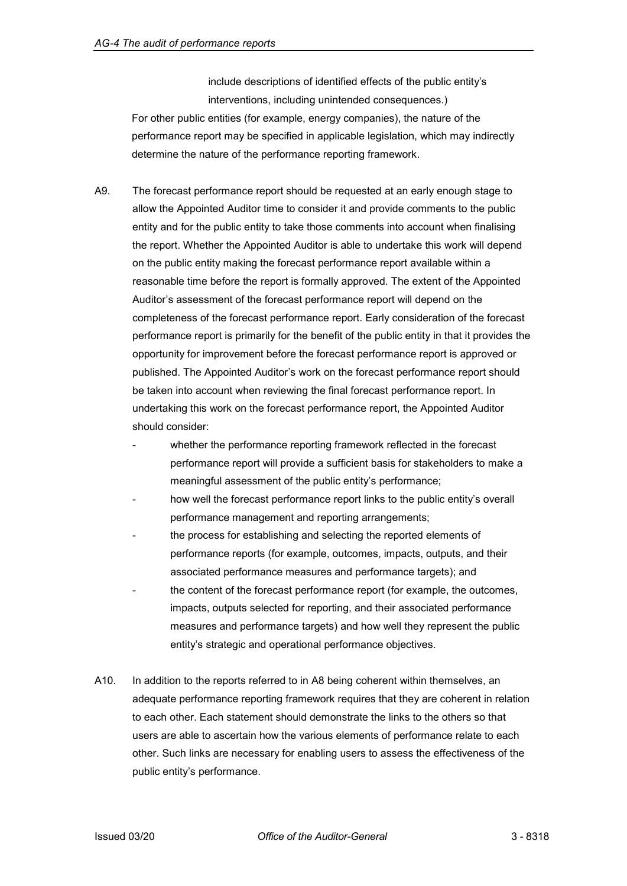include descriptions of identified effects of the public entity's interventions, including unintended consequences.)

For other public entities (for example, energy companies), the nature of the performance report may be specified in applicable legislation, which may indirectly determine the nature of the performance reporting framework.

A9. The forecast performance report should be requested at an early enough stage to allow the Appointed Auditor time to consider it and provide comments to the public entity and for the public entity to take those comments into account when finalising the report. Whether the Appointed Auditor is able to undertake this work will depend on the public entity making the forecast performance report available within a reasonable time before the report is formally approved. The extent of the Appointed Auditor's assessment of the forecast performance report will depend on the completeness of the forecast performance report. Early consideration of the forecast performance report is primarily for the benefit of the public entity in that it provides the opportunity for improvement before the forecast performance report is approved or published. The Appointed Auditor's work on the forecast performance report should be taken into account when reviewing the final forecast performance report. In undertaking this work on the forecast performance report, the Appointed Auditor should consider:

- whether the performance reporting framework reflected in the forecast performance report will provide a sufficient basis for stakeholders to make a meaningful assessment of the public entity's performance;
- how well the forecast performance report links to the public entity's overall performance management and reporting arrangements;
- the process for establishing and selecting the reported elements of performance reports (for example, outcomes, impacts, outputs, and their associated performance measures and performance targets); and
- the content of the forecast performance report (for example, the outcomes, impacts, outputs selected for reporting, and their associated performance measures and performance targets) and how well they represent the public entity's strategic and operational performance objectives.

A10. In addition to the reports referred to in A8 being coherent within themselves, an adequate performance reporting framework requires that they are coherent in relation to each other. Each statement should demonstrate the links to the others so that users are able to ascertain how the various elements of performance relate to each other. Such links are necessary for enabling users to assess the effectiveness of the public entity's performance.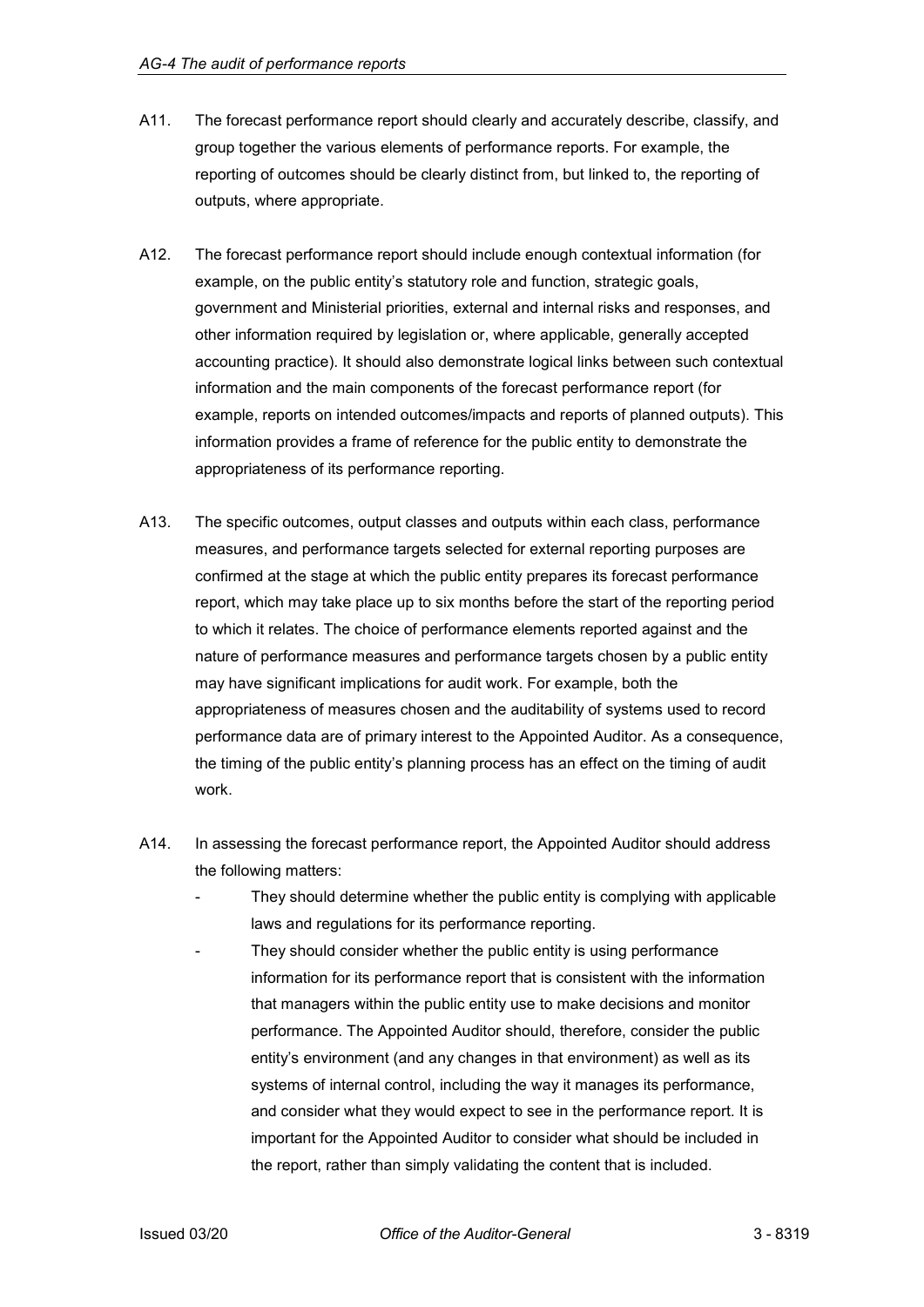A11. The forecast performance report should clearly and accurately describe, classify, and group together the various elements of performance reports. For example, the reporting of outcomes should be clearly distinct from, but linked to, the reporting of outputs, where appropriate.

A12. The forecast performance report should include enough contextual information (for example, on the public entity's statutory role and function, strategic goals, government and Ministerial priorities, external and internal risks and responses, and other information required by legislation or, where applicable, generally accepted accounting practice). It should also demonstrate logical links between such contextual information and the main components of the forecast performance report (for example, reports on intended outcomes/impacts and reports of planned outputs). This information provides a frame of reference for the public entity to demonstrate the appropriateness of its performance reporting.

A13. The specific outcomes, output classes and outputs within each class, performance measures, and performance targets selected for external reporting purposes are confirmed at the stage at which the public entity prepares its forecast performance report, which may take place up to six months before the start of the reporting period to which it relates. The choice of performance elements reported against and the nature of performance measures and performance targets chosen by a public entity may have significant implications for audit work. For example, both the appropriateness of measures chosen and the auditability of systems used to record performance data are of primary interest to the Appointed Auditor. As a consequence, the timing of the public entity's planning process has an effect on the timing of audit work.

A14. In assessing the forecast performance report, the Appointed Auditor should address the following matters:

- They should determine whether the public entity is complying with applicable laws and regulations for its performance reporting.
- They should consider whether the public entity is using performance information for its performance report that is consistent with the information that managers within the public entity use to make decisions and monitor performance. The Appointed Auditor should, therefore, consider the public entity's environment (and any changes in that environment) as well as its systems of internal control, including the way it manages its performance, and consider what they would expect to see in the performance report. It is important for the Appointed Auditor to consider what should be included in the report, rather than simply validating the content that is included.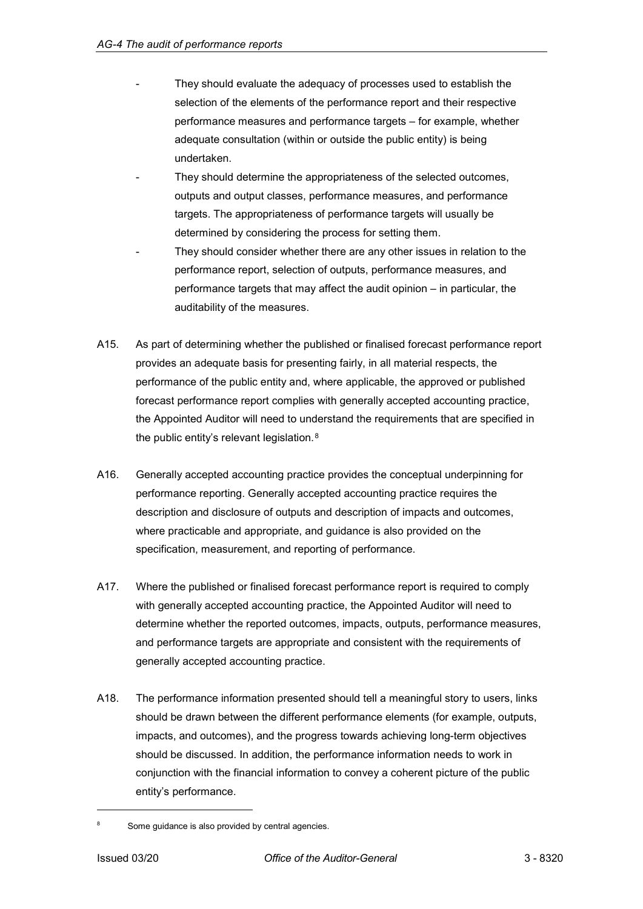- They should evaluate the adequacy of processes used to establish the selection of the elements of the performance report and their respective performance measures and performance targets – for example, whether adequate consultation (within or outside the public entity) is being undertaken.
- They should determine the appropriateness of the selected outcomes, outputs and output classes, performance measures, and performance targets. The appropriateness of performance targets will usually be determined by considering the process for setting them.
- They should consider whether there are any other issues in relation to the performance report, selection of outputs, performance measures, and performance targets that may affect the audit opinion – in particular, the auditability of the measures.

A15. As part of determining whether the published or finalised forecast performance report provides an adequate basis for presenting fairly, in all material respects, the performance of the public entity and, where applicable, the approved or published forecast performance report complies with generally accepted accounting practice, the Appointed Auditor will need to understand the requirements that are specified in the public entity's relevant legislation.[8]

A16. Generally accepted accounting practice provides the conceptual underpinning for performance reporting. Generally accepted accounting practice requires the description and disclosure of outputs and description of impacts and outcomes, where practicable and appropriate, and guidance is also provided on the specification, measurement, and reporting of performance.

A17. Where the published or finalised forecast performance report is required to comply with generally accepted accounting practice, the Appointed Auditor will need to determine whether the reported outcomes, impacts, outputs, performance measures, and performance targets are appropriate and consistent with the requirements of generally accepted accounting practice.

A18. The performance information presented should tell a meaningful story to users, links should be drawn between the different performance elements (for example, outputs, impacts, and outcomes), and the progress towards achieving long-term objectives should be discussed. In addition, the performance information needs to work in conjunction with the financial information to convey a coherent picture of the public entity's performance.

[8] Some guidance is also provided by central agencies.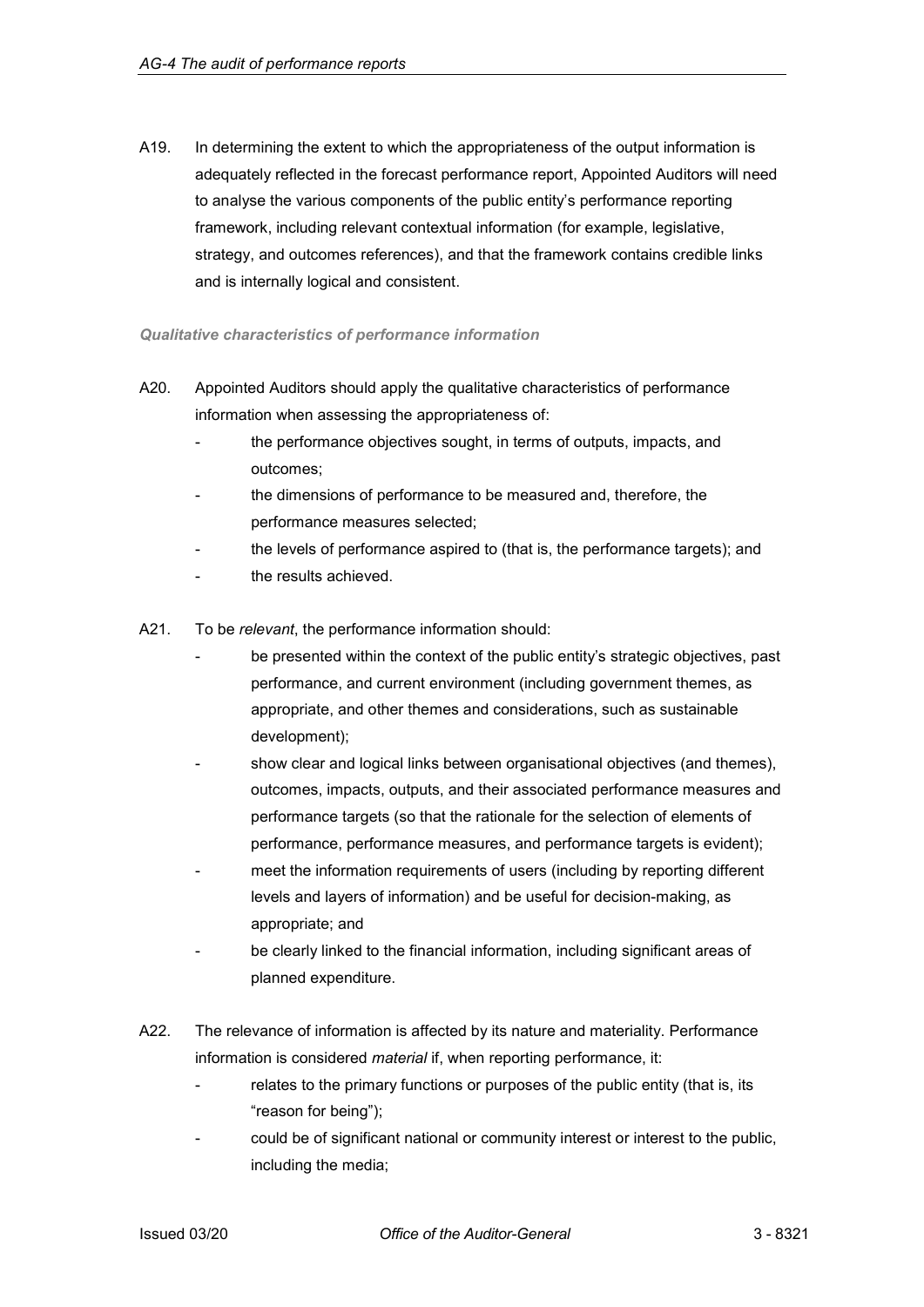A19. In determining the extent to which the appropriateness of the output information is adequately reflected in the forecast performance report, Appointed Auditors will need to analyse the various components of the public entity's performance reporting framework, including relevant contextual information (for example, legislative, strategy, and outcomes references), and that the framework contains credible links and is internally logical and consistent.

#### *Qualitative characteristics of performance information*

A20. Appointed Auditors should apply the qualitative characteristics of performance information when assessing the appropriateness of:

- the performance objectives sought, in terms of outputs, impacts, and outcomes;
- the dimensions of performance to be measured and, therefore, the performance measures selected;
- the levels of performance aspired to (that is, the performance targets); and
- the results achieved.

A21. To be *relevant*, the performance information should:

- be presented within the context of the public entity's strategic objectives, past performance, and current environment (including government themes, as appropriate, and other themes and considerations, such as sustainable development);
- show clear and logical links between organisational objectives (and themes), outcomes, impacts, outputs, and their associated performance measures and performance targets (so that the rationale for the selection of elements of performance, performance measures, and performance targets is evident);
- meet the information requirements of users (including by reporting different levels and layers of information) and be useful for decision-making, as appropriate; and
- be clearly linked to the financial information, including significant areas of planned expenditure.

A22. The relevance of information is affected by its nature and materiality. Performance information is considered *material* if, when reporting performance, it:

- relates to the primary functions or purposes of the public entity (that is, its "reason for being");
- could be of significant national or community interest or interest to the public, including the media;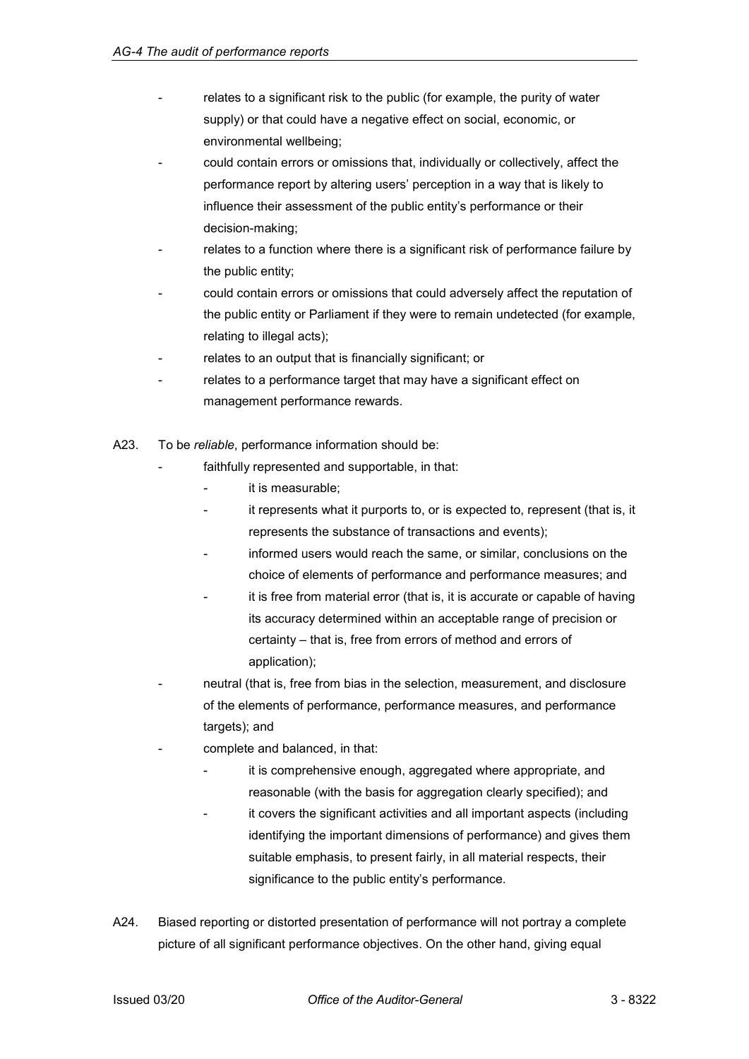- relates to a significant risk to the public (for example, the purity of water supply) or that could have a negative effect on social, economic, or environmental wellbeing;
- could contain errors or omissions that, individually or collectively, affect the performance report by altering users' perception in a way that is likely to influence their assessment of the public entity's performance or their decision-making;
- relates to a function where there is a significant risk of performance failure by the public entity;
- could contain errors or omissions that could adversely affect the reputation of the public entity or Parliament if they were to remain undetected (for example, relating to illegal acts);
- relates to an output that is financially significant; or
- relates to a performance target that may have a significant effect on management performance rewards.

A23. To be *reliable*, performance information should be:

- faithfully represented and supportable, in that:
    - it is measurable;
    - it represents what it purports to, or is expected to, represent (that is, it represents the substance of transactions and events);
    - informed users would reach the same, or similar, conclusions on the choice of elements of performance and performance measures; and
    - it is free from material error (that is, it is accurate or capable of having its accuracy determined within an acceptable range of precision or certainty – that is, free from errors of method and errors of application);
- neutral (that is, free from bias in the selection, measurement, and disclosure of the elements of performance, performance measures, and performance targets); and
- complete and balanced, in that:
    - it is comprehensive enough, aggregated where appropriate, and reasonable (with the basis for aggregation clearly specified); and
    - it covers the significant activities and all important aspects (including identifying the important dimensions of performance) and gives them suitable emphasis, to present fairly, in all material respects, their significance to the public entity's performance.

A24. Biased reporting or distorted presentation of performance will not portray a complete picture of all significant performance objectives. On the other hand, giving equal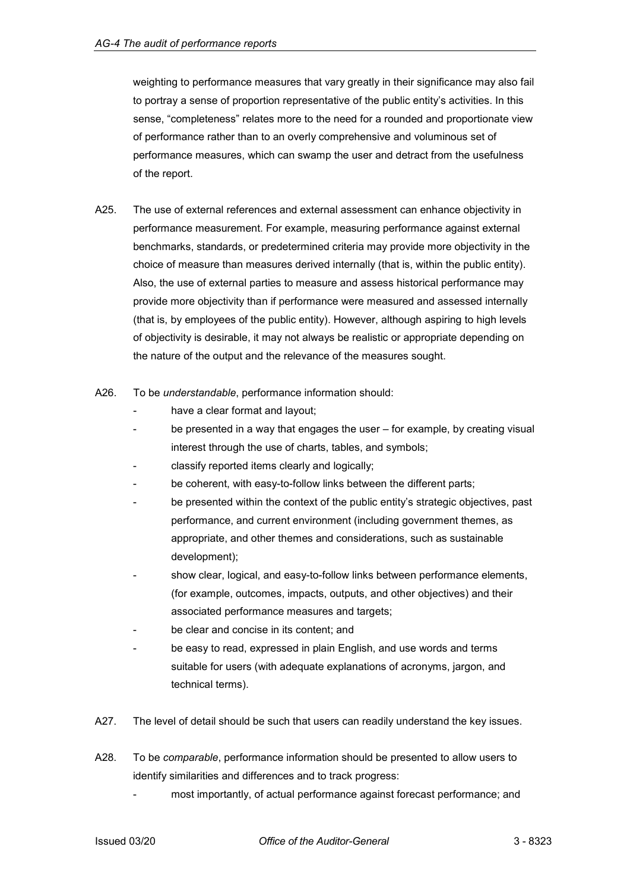weighting to performance measures that vary greatly in their significance may also fail to portray a sense of proportion representative of the public entity's activities. In this sense, "completeness" relates more to the need for a rounded and proportionate view of performance rather than to an overly comprehensive and voluminous set of performance measures, which can swamp the user and detract from the usefulness of the report.

A25. The use of external references and external assessment can enhance objectivity in performance measurement. For example, measuring performance against external benchmarks, standards, or predetermined criteria may provide more objectivity in the choice of measure than measures derived internally (that is, within the public entity). Also, the use of external parties to measure and assess historical performance may provide more objectivity than if performance were measured and assessed internally (that is, by employees of the public entity). However, although aspiring to high levels of objectivity is desirable, it may not always be realistic or appropriate depending on the nature of the output and the relevance of the measures sought.

A26. To be *understandable*, performance information should:

- have a clear format and layout;
- be presented in a way that engages the user – for example, by creating visual interest through the use of charts, tables, and symbols;
- classify reported items clearly and logically;
- be coherent, with easy-to-follow links between the different parts;
- be presented within the context of the public entity's strategic objectives, past performance, and current environment (including government themes, as appropriate, and other themes and considerations, such as sustainable development);
- show clear, logical, and easy-to-follow links between performance elements, (for example, outcomes, impacts, outputs, and other objectives) and their associated performance measures and targets;
- be clear and concise in its content; and
- be easy to read, expressed in plain English, and use words and terms suitable for users (with adequate explanations of acronyms, jargon, and technical terms).

A27. The level of detail should be such that users can readily understand the key issues.

A28. To be *comparable*, performance information should be presented to allow users to identify similarities and differences and to track progress:

- most importantly, of actual performance against forecast performance; and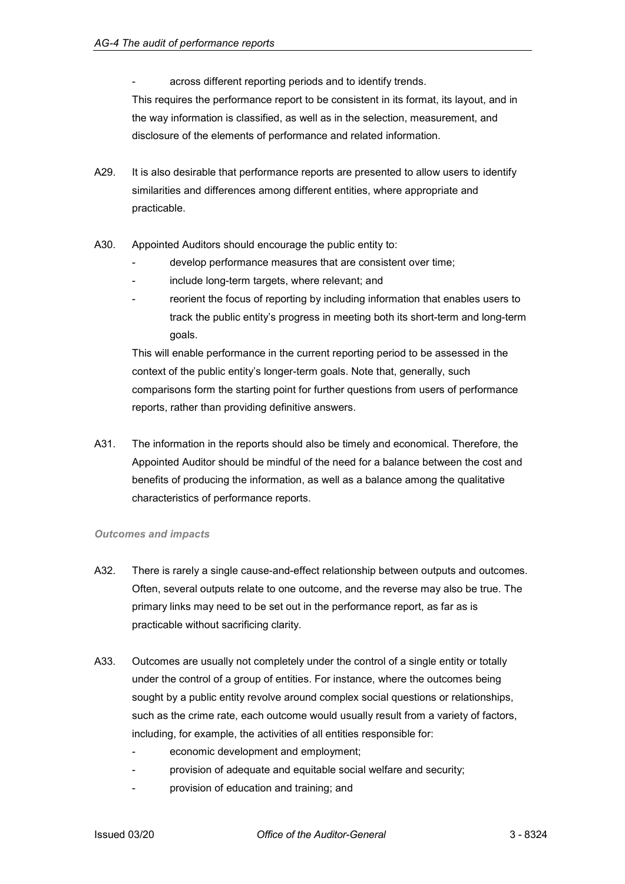- across different reporting periods and to identify trends.

This requires the performance report to be consistent in its format, its layout, and in the way information is classified, as well as in the selection, measurement, and disclosure of the elements of performance and related information.

A29. It is also desirable that performance reports are presented to allow users to identify similarities and differences among different entities, where appropriate and practicable.

A30. Appointed Auditors should encourage the public entity to:

- develop performance measures that are consistent over time;
- include long-term targets, where relevant; and
- reorient the focus of reporting by including information that enables users to track the public entity's progress in meeting both its short-term and long-term goals.

This will enable performance in the current reporting period to be assessed in the context of the public entity's longer-term goals. Note that, generally, such comparisons form the starting point for further questions from users of performance reports, rather than providing definitive answers.

A31. The information in the reports should also be timely and economical. Therefore, the Appointed Auditor should be mindful of the need for a balance between the cost and benefits of producing the information, as well as a balance among the qualitative characteristics of performance reports.

*Outcomes and impacts*

A32. There is rarely a single cause-and-effect relationship between outputs and outcomes. Often, several outputs relate to one outcome, and the reverse may also be true. The primary links may need to be set out in the performance report, as far as is practicable without sacrificing clarity.

A33. Outcomes are usually not completely under the control of a single entity or totally under the control of a group of entities. For instance, where the outcomes being sought by a public entity revolve around complex social questions or relationships, such as the crime rate, each outcome would usually result from a variety of factors, including, for example, the activities of all entities responsible for:

- economic development and employment;
- provision of adequate and equitable social welfare and security;
- provision of education and training; and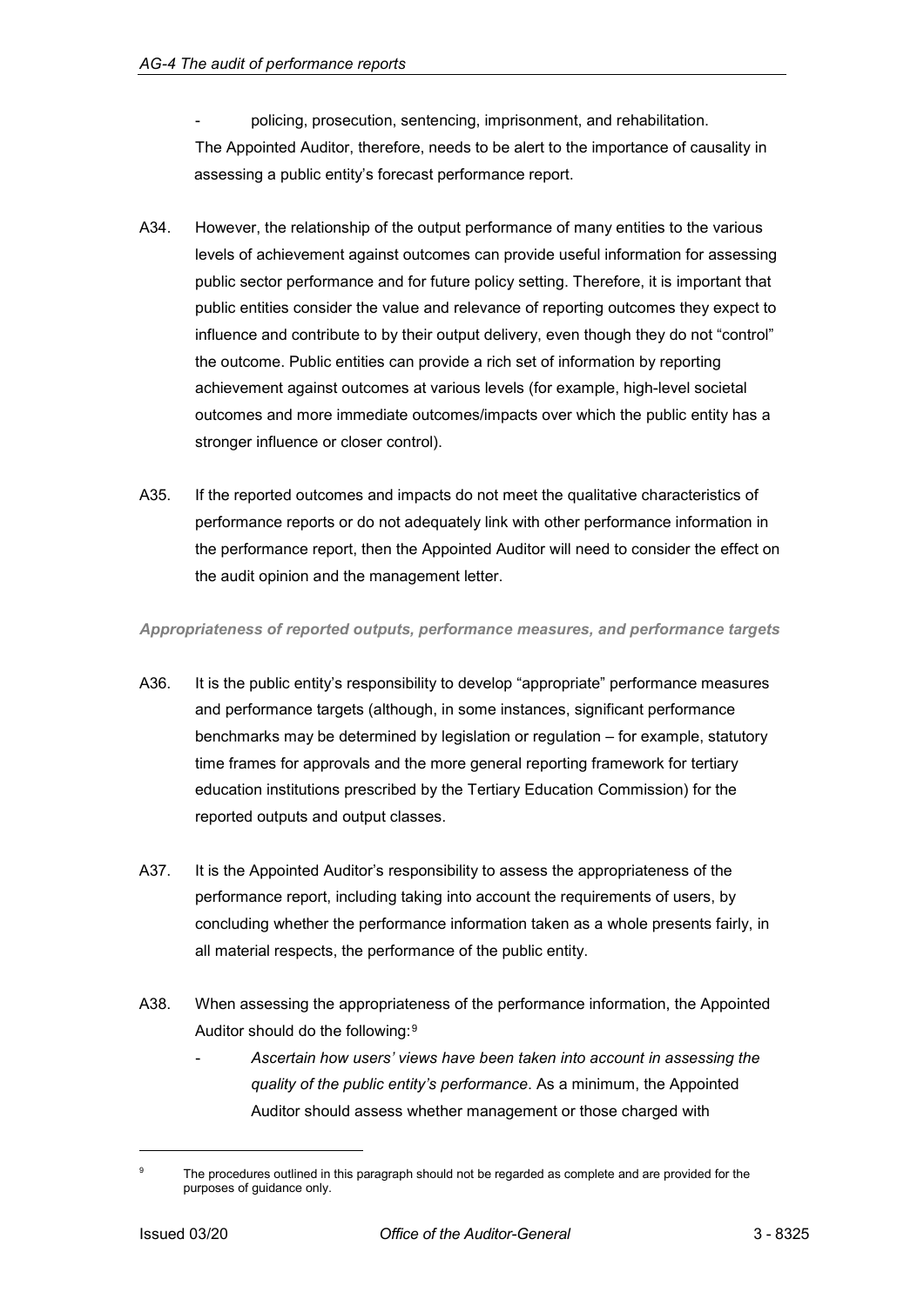- policing, prosecution, sentencing, imprisonment, and rehabilitation.

The Appointed Auditor, therefore, needs to be alert to the importance of causality in assessing a public entity's forecast performance report.

A34. However, the relationship of the output performance of many entities to the various levels of achievement against outcomes can provide useful information for assessing public sector performance and for future policy setting. Therefore, it is important that public entities consider the value and relevance of reporting outcomes they expect to influence and contribute to by their output delivery, even though they do not "control" the outcome. Public entities can provide a rich set of information by reporting achievement against outcomes at various levels (for example, high-level societal outcomes and more immediate outcomes/impacts over which the public entity has a stronger influence or closer control).

A35. If the reported outcomes and impacts do not meet the qualitative characteristics of performance reports or do not adequately link with other performance information in the performance report, then the Appointed Auditor will need to consider the effect on the audit opinion and the management letter.

***Appropriateness of reported outputs, performance measures, and performance targets***

A36. It is the public entity's responsibility to develop "appropriate" performance measures and performance targets (although, in some instances, significant performance benchmarks may be determined by legislation or regulation – for example, statutory time frames for approvals and the more general reporting framework for tertiary education institutions prescribed by the Tertiary Education Commission) for the reported outputs and output classes.

A37. It is the Appointed Auditor's responsibility to assess the appropriateness of the performance report, including taking into account the requirements of users, by concluding whether the performance information taken as a whole presents fairly, in all material respects, the performance of the public entity.

A38. When assessing the appropriateness of the performance information, the Appointed Auditor should do the following:[9]

- *Ascertain how users' views have been taken into account in assessing the quality of the public entity's performance*. As a minimum, the Appointed Auditor should assess whether management or those charged with

[9] The procedures outlined in this paragraph should not be regarded as complete and are provided for the purposes of guidance only.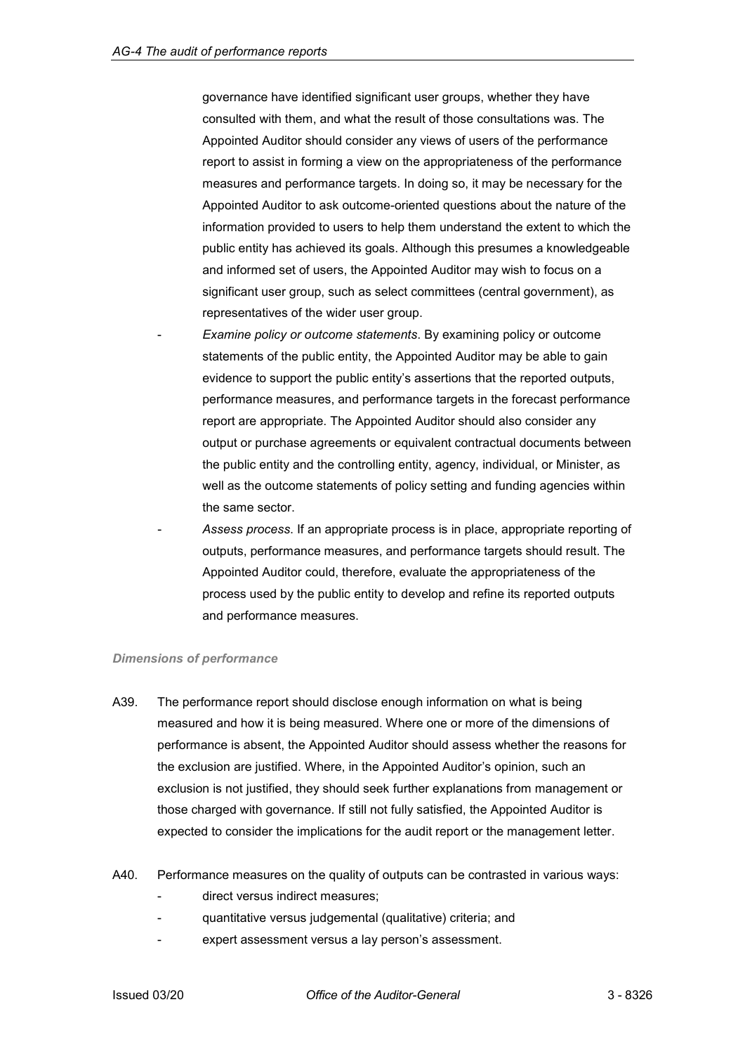governance have identified significant user groups, whether they have consulted with them, and what the result of those consultations was. The Appointed Auditor should consider any views of users of the performance report to assist in forming a view on the appropriateness of the performance measures and performance targets. In doing so, it may be necessary for the Appointed Auditor to ask outcome-oriented questions about the nature of the information provided to users to help them understand the extent to which the public entity has achieved its goals. Although this presumes a knowledgeable and informed set of users, the Appointed Auditor may wish to focus on a significant user group, such as select committees (central government), as representatives of the wider user group.

- *Examine policy or outcome statements*. By examining policy or outcome statements of the public entity, the Appointed Auditor may be able to gain evidence to support the public entity's assertions that the reported outputs, performance measures, and performance targets in the forecast performance report are appropriate. The Appointed Auditor should also consider any output or purchase agreements or equivalent contractual documents between the public entity and the controlling entity, agency, individual, or Minister, as well as the outcome statements of policy setting and funding agencies within the same sector.
- *Assess process*. If an appropriate process is in place, appropriate reporting of outputs, performance measures, and performance targets should result. The Appointed Auditor could, therefore, evaluate the appropriateness of the process used by the public entity to develop and refine its reported outputs and performance measures.

### *Dimensions of performance*

A39. The performance report should disclose enough information on what is being measured and how it is being measured. Where one or more of the dimensions of performance is absent, the Appointed Auditor should assess whether the reasons for the exclusion are justified. Where, in the Appointed Auditor's opinion, such an exclusion is not justified, they should seek further explanations from management or those charged with governance. If still not fully satisfied, the Appointed Auditor is expected to consider the implications for the audit report or the management letter.

A40. Performance measures on the quality of outputs can be contrasted in various ways:

- direct versus indirect measures;
- quantitative versus judgemental (qualitative) criteria; and
- expert assessment versus a lay person's assessment.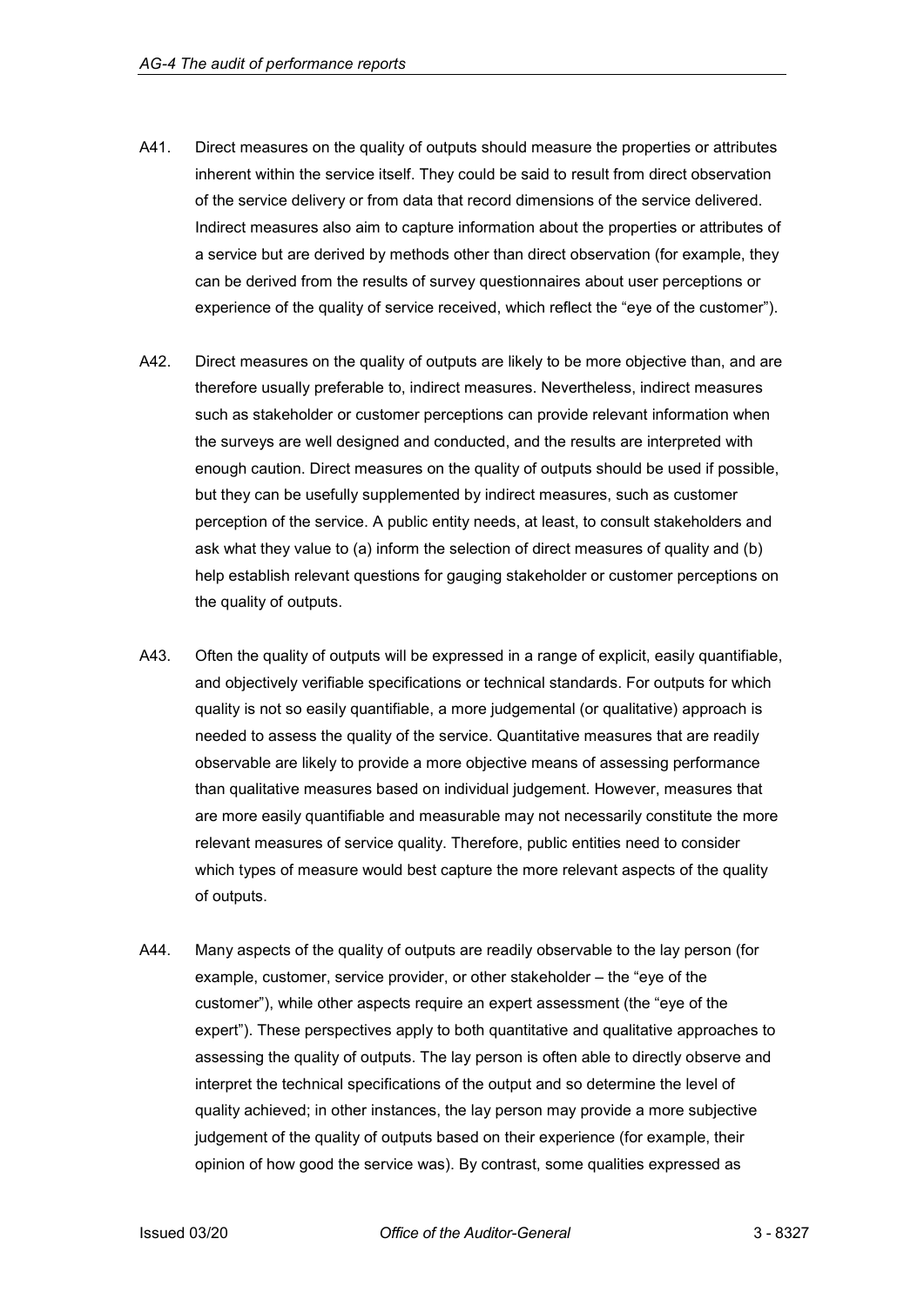A41. Direct measures on the quality of outputs should measure the properties or attributes inherent within the service itself. They could be said to result from direct observation of the service delivery or from data that record dimensions of the service delivered. Indirect measures also aim to capture information about the properties or attributes of a service but are derived by methods other than direct observation (for example, they can be derived from the results of survey questionnaires about user perceptions or experience of the quality of service received, which reflect the "eye of the customer").

A42. Direct measures on the quality of outputs are likely to be more objective than, and are therefore usually preferable to, indirect measures. Nevertheless, indirect measures such as stakeholder or customer perceptions can provide relevant information when the surveys are well designed and conducted, and the results are interpreted with enough caution. Direct measures on the quality of outputs should be used if possible, but they can be usefully supplemented by indirect measures, such as customer perception of the service. A public entity needs, at least, to consult stakeholders and ask what they value to (a) inform the selection of direct measures of quality and (b) help establish relevant questions for gauging stakeholder or customer perceptions on the quality of outputs.

A43. Often the quality of outputs will be expressed in a range of explicit, easily quantifiable, and objectively verifiable specifications or technical standards. For outputs for which quality is not so easily quantifiable, a more judgemental (or qualitative) approach is needed to assess the quality of the service. Quantitative measures that are readily observable are likely to provide a more objective means of assessing performance than qualitative measures based on individual judgement. However, measures that are more easily quantifiable and measurable may not necessarily constitute the more relevant measures of service quality. Therefore, public entities need to consider which types of measure would best capture the more relevant aspects of the quality of outputs.

A44. Many aspects of the quality of outputs are readily observable to the lay person (for example, customer, service provider, or other stakeholder – the "eye of the customer"), while other aspects require an expert assessment (the "eye of the expert"). These perspectives apply to both quantitative and qualitative approaches to assessing the quality of outputs. The lay person is often able to directly observe and interpret the technical specifications of the output and so determine the level of quality achieved; in other instances, the lay person may provide a more subjective judgement of the quality of outputs based on their experience (for example, their opinion of how good the service was). By contrast, some qualities expressed as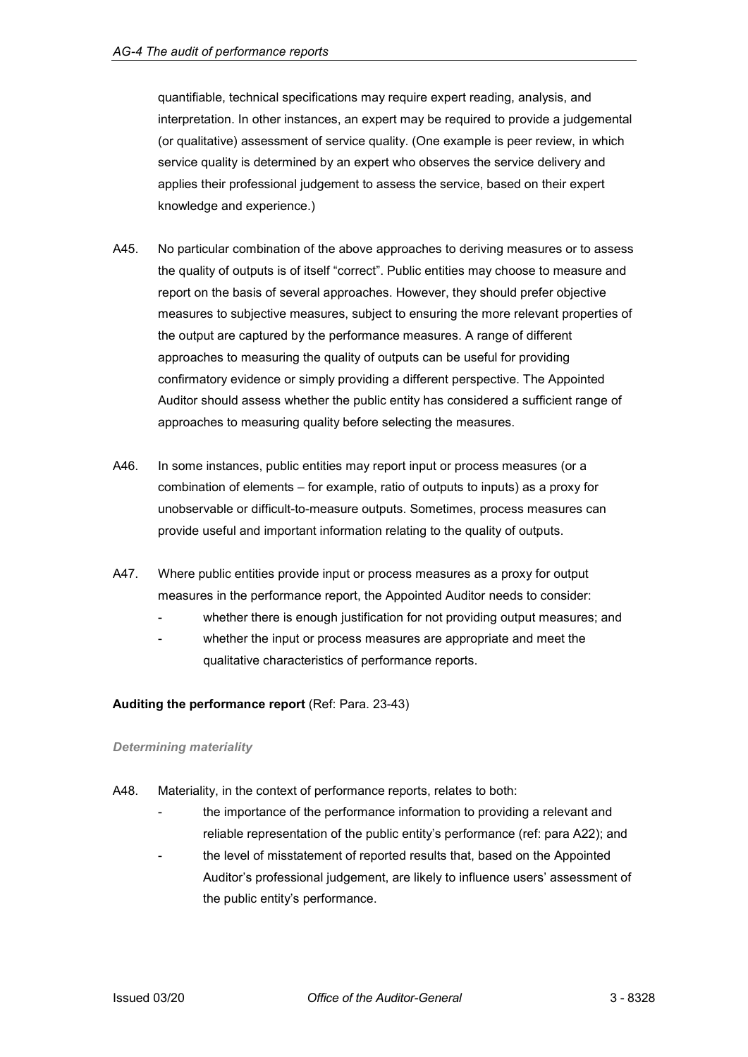quantifiable, technical specifications may require expert reading, analysis, and interpretation. In other instances, an expert may be required to provide a judgemental (or qualitative) assessment of service quality. (One example is peer review, in which service quality is determined by an expert who observes the service delivery and applies their professional judgement to assess the service, based on their expert knowledge and experience.)

A45. No particular combination of the above approaches to deriving measures or to assess the quality of outputs is of itself "correct". Public entities may choose to measure and report on the basis of several approaches. However, they should prefer objective measures to subjective measures, subject to ensuring the more relevant properties of the output are captured by the performance measures. A range of different approaches to measuring the quality of outputs can be useful for providing confirmatory evidence or simply providing a different perspective. The Appointed Auditor should assess whether the public entity has considered a sufficient range of approaches to measuring quality before selecting the measures.

A46. In some instances, public entities may report input or process measures (or a combination of elements – for example, ratio of outputs to inputs) as a proxy for unobservable or difficult-to-measure outputs. Sometimes, process measures can provide useful and important information relating to the quality of outputs.

A47. Where public entities provide input or process measures as a proxy for output measures in the performance report, the Appointed Auditor needs to consider:

- whether there is enough justification for not providing output measures; and
- whether the input or process measures are appropriate and meet the qualitative characteristics of performance reports.

**Auditing the performance report** (Ref: Para. 23-43)

***Determining materiality***

A48. Materiality, in the context of performance reports, relates to both:

- the importance of the performance information to providing a relevant and reliable representation of the public entity's performance (ref: para A22); and
- the level of misstatement of reported results that, based on the Appointed Auditor's professional judgement, are likely to influence users' assessment of the public entity's performance.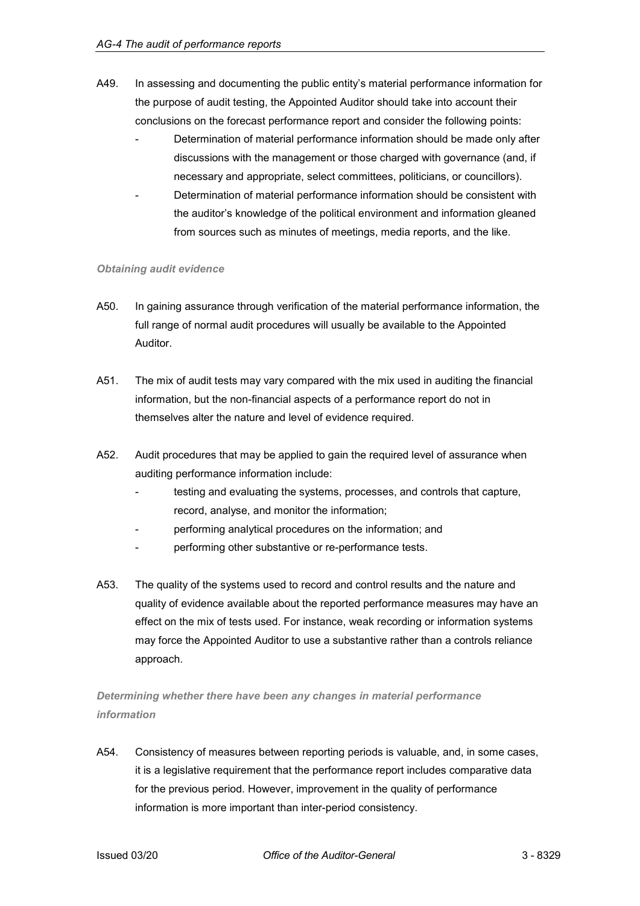A49. In assessing and documenting the public entity's material performance information for the purpose of audit testing, the Appointed Auditor should take into account their conclusions on the forecast performance report and consider the following points:

- Determination of material performance information should be made only after discussions with the management or those charged with governance (and, if necessary and appropriate, select committees, politicians, or councillors).
- Determination of material performance information should be consistent with the auditor's knowledge of the political environment and information gleaned from sources such as minutes of meetings, media reports, and the like.

*Obtaining audit evidence*

A50. In gaining assurance through verification of the material performance information, the full range of normal audit procedures will usually be available to the Appointed Auditor.

A51. The mix of audit tests may vary compared with the mix used in auditing the financial information, but the non-financial aspects of a performance report do not in themselves alter the nature and level of evidence required.

A52. Audit procedures that may be applied to gain the required level of assurance when auditing performance information include:

- testing and evaluating the systems, processes, and controls that capture, record, analyse, and monitor the information;
- performing analytical procedures on the information; and
- performing other substantive or re-performance tests.

A53. The quality of the systems used to record and control results and the nature and quality of evidence available about the reported performance measures may have an effect on the mix of tests used. For instance, weak recording or information systems may force the Appointed Auditor to use a substantive rather than a controls reliance approach.

*Determining whether there have been any changes in material performance information*

A54. Consistency of measures between reporting periods is valuable, and, in some cases, it is a legislative requirement that the performance report includes comparative data for the previous period. However, improvement in the quality of performance information is more important than inter-period consistency.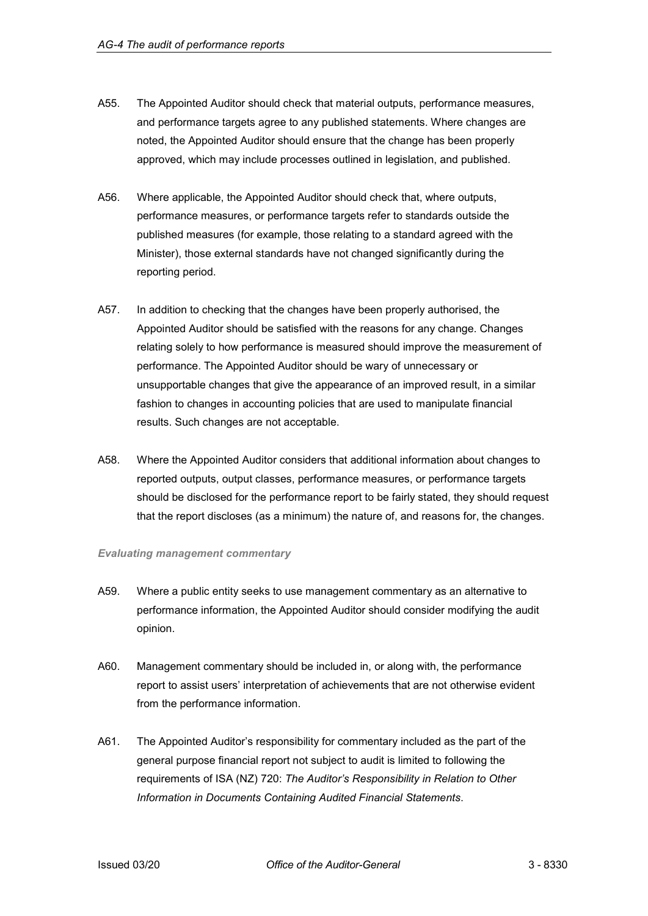A55. The Appointed Auditor should check that material outputs, performance measures, and performance targets agree to any published statements. Where changes are noted, the Appointed Auditor should ensure that the change has been properly approved, which may include processes outlined in legislation, and published.

A56. Where applicable, the Appointed Auditor should check that, where outputs, performance measures, or performance targets refer to standards outside the published measures (for example, those relating to a standard agreed with the Minister), those external standards have not changed significantly during the reporting period.

A57. In addition to checking that the changes have been properly authorised, the Appointed Auditor should be satisfied with the reasons for any change. Changes relating solely to how performance is measured should improve the measurement of performance. The Appointed Auditor should be wary of unnecessary or unsupportable changes that give the appearance of an improved result, in a similar fashion to changes in accounting policies that are used to manipulate financial results. Such changes are not acceptable.

A58. Where the Appointed Auditor considers that additional information about changes to reported outputs, output classes, performance measures, or performance targets should be disclosed for the performance report to be fairly stated, they should request that the report discloses (as a minimum) the nature of, and reasons for, the changes.

### *Evaluating management commentary*

A59. Where a public entity seeks to use management commentary as an alternative to performance information, the Appointed Auditor should consider modifying the audit opinion.

A60. Management commentary should be included in, or along with, the performance report to assist users' interpretation of achievements that are not otherwise evident from the performance information.

A61. The Appointed Auditor's responsibility for commentary included as the part of the general purpose financial report not subject to audit is limited to following the requirements of ISA (NZ) 720: *The Auditor's Responsibility in Relation to Other Information in Documents Containing Audited Financial Statements*.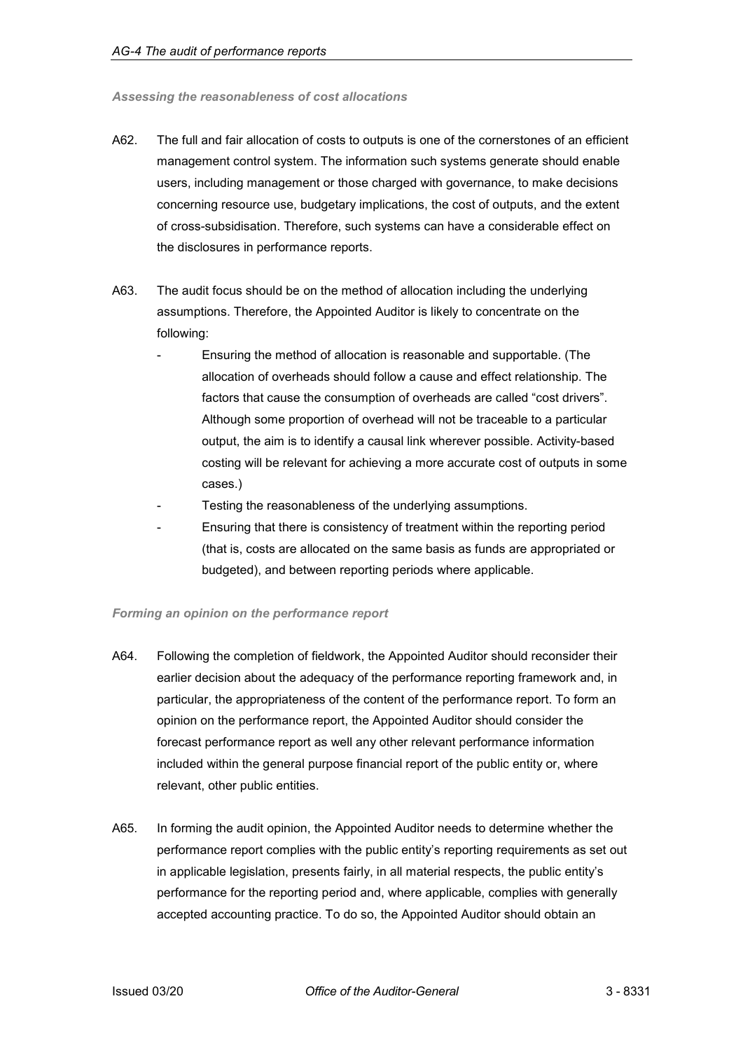*Assessing the reasonableness of cost allocations*

A62. The full and fair allocation of costs to outputs is one of the cornerstones of an efficient management control system. The information such systems generate should enable users, including management or those charged with governance, to make decisions concerning resource use, budgetary implications, the cost of outputs, and the extent of cross-subsidisation. Therefore, such systems can have a considerable effect on the disclosures in performance reports.

A63. The audit focus should be on the method of allocation including the underlying assumptions. Therefore, the Appointed Auditor is likely to concentrate on the following:

- Ensuring the method of allocation is reasonable and supportable. (The allocation of overheads should follow a cause and effect relationship. The factors that cause the consumption of overheads are called "cost drivers". Although some proportion of overhead will not be traceable to a particular output, the aim is to identify a causal link wherever possible. Activity-based costing will be relevant for achieving a more accurate cost of outputs in some cases.)
- Testing the reasonableness of the underlying assumptions.
- Ensuring that there is consistency of treatment within the reporting period (that is, costs are allocated on the same basis as funds are appropriated or budgeted), and between reporting periods where applicable.

*Forming an opinion on the performance report*

A64. Following the completion of fieldwork, the Appointed Auditor should reconsider their earlier decision about the adequacy of the performance reporting framework and, in particular, the appropriateness of the content of the performance report. To form an opinion on the performance report, the Appointed Auditor should consider the forecast performance report as well any other relevant performance information included within the general purpose financial report of the public entity or, where relevant, other public entities.

A65. In forming the audit opinion, the Appointed Auditor needs to determine whether the performance report complies with the public entity's reporting requirements as set out in applicable legislation, presents fairly, in all material respects, the public entity's performance for the reporting period and, where applicable, complies with generally accepted accounting practice. To do so, the Appointed Auditor should obtain an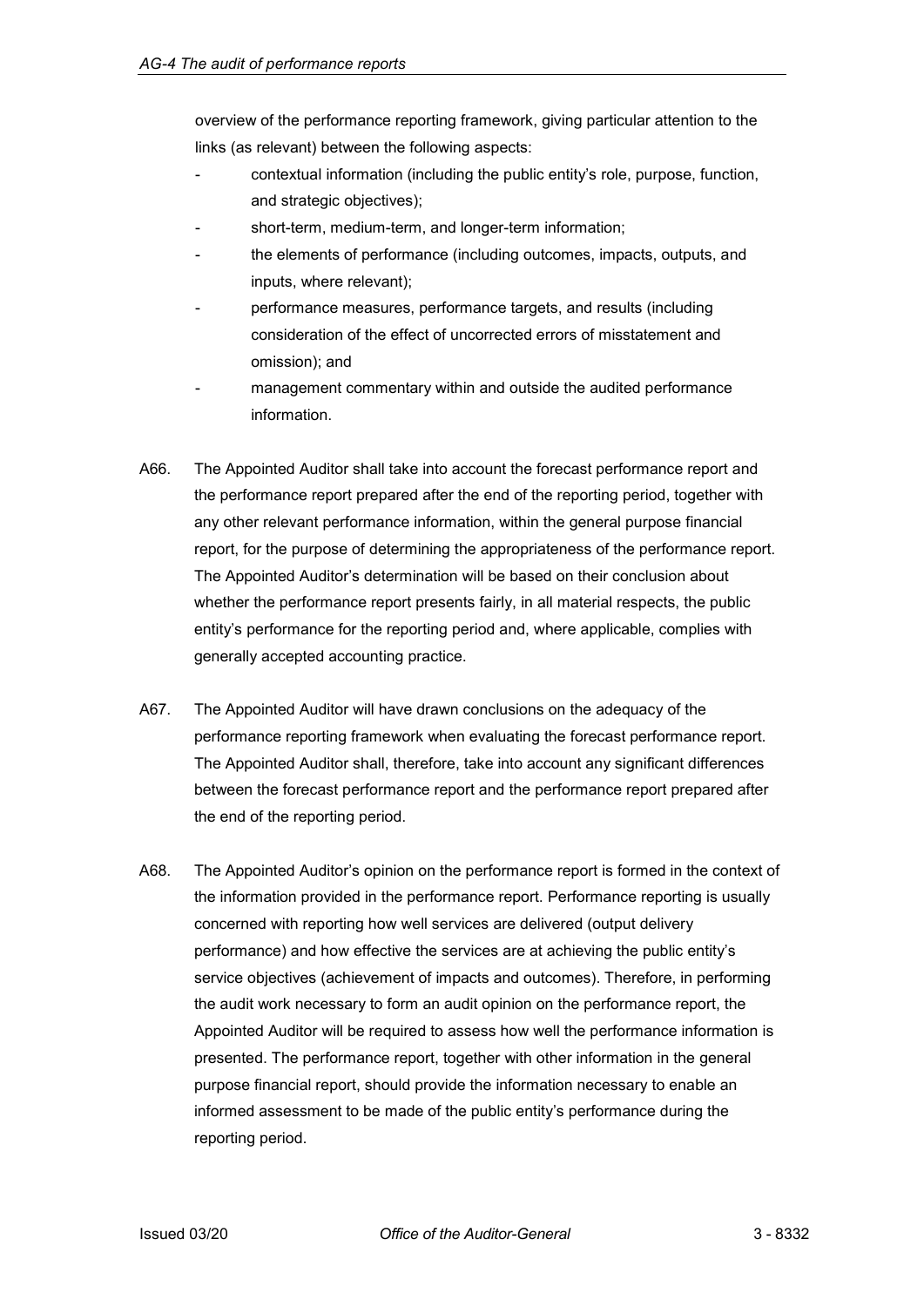overview of the performance reporting framework, giving particular attention to the links (as relevant) between the following aspects:

- contextual information (including the public entity's role, purpose, function, and strategic objectives);
- short-term, medium-term, and longer-term information;
- the elements of performance (including outcomes, impacts, outputs, and inputs, where relevant);
- performance measures, performance targets, and results (including consideration of the effect of uncorrected errors of misstatement and omission); and
- management commentary within and outside the audited performance information.

A66. The Appointed Auditor shall take into account the forecast performance report and the performance report prepared after the end of the reporting period, together with any other relevant performance information, within the general purpose financial report, for the purpose of determining the appropriateness of the performance report. The Appointed Auditor's determination will be based on their conclusion about whether the performance report presents fairly, in all material respects, the public entity's performance for the reporting period and, where applicable, complies with generally accepted accounting practice.

A67. The Appointed Auditor will have drawn conclusions on the adequacy of the performance reporting framework when evaluating the forecast performance report. The Appointed Auditor shall, therefore, take into account any significant differences between the forecast performance report and the performance report prepared after the end of the reporting period.

A68. The Appointed Auditor's opinion on the performance report is formed in the context of the information provided in the performance report. Performance reporting is usually concerned with reporting how well services are delivered (output delivery performance) and how effective the services are at achieving the public entity's service objectives (achievement of impacts and outcomes). Therefore, in performing the audit work necessary to form an audit opinion on the performance report, the Appointed Auditor will be required to assess how well the performance information is presented. The performance report, together with other information in the general purpose financial report, should provide the information necessary to enable an informed assessment to be made of the public entity's performance during the reporting period.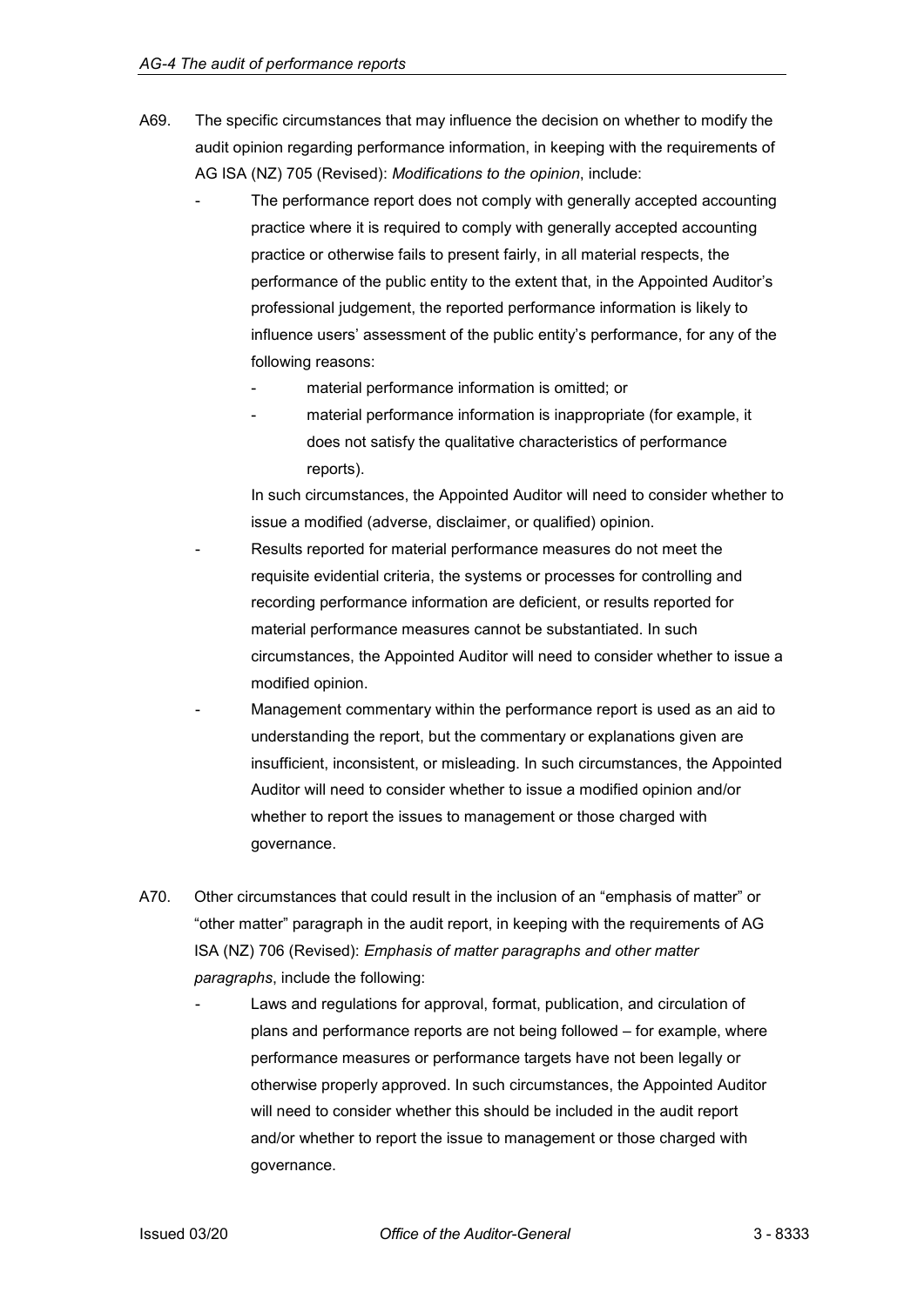A69. The specific circumstances that may influence the decision on whether to modify the audit opinion regarding performance information, in keeping with the requirements of AG ISA (NZ) 705 (Revised): *Modifications to the opinion*, include:

- The performance report does not comply with generally accepted accounting practice where it is required to comply with generally accepted accounting practice or otherwise fails to present fairly, in all material respects, the performance of the public entity to the extent that, in the Appointed Auditor's professional judgement, the reported performance information is likely to influence users' assessment of the public entity's performance, for any of the following reasons:
  - material performance information is omitted; or
  - material performance information is inappropriate (for example, it does not satisfy the qualitative characteristics of performance reports).

  In such circumstances, the Appointed Auditor will need to consider whether to issue a modified (adverse, disclaimer, or qualified) opinion.
- Results reported for material performance measures do not meet the requisite evidential criteria, the systems or processes for controlling and recording performance information are deficient, or results reported for material performance measures cannot be substantiated. In such circumstances, the Appointed Auditor will need to consider whether to issue a modified opinion.
- Management commentary within the performance report is used as an aid to understanding the report, but the commentary or explanations given are insufficient, inconsistent, or misleading. In such circumstances, the Appointed Auditor will need to consider whether to issue a modified opinion and/or whether to report the issues to management or those charged with governance.

A70. Other circumstances that could result in the inclusion of an "emphasis of matter" or "other matter" paragraph in the audit report, in keeping with the requirements of AG ISA (NZ) 706 (Revised): *Emphasis of matter paragraphs and other matter paragraphs*, include the following:

- Laws and regulations for approval, format, publication, and circulation of plans and performance reports are not being followed – for example, where performance measures or performance targets have not been legally or otherwise properly approved. In such circumstances, the Appointed Auditor will need to consider whether this should be included in the audit report and/or whether to report the issue to management or those charged with governance.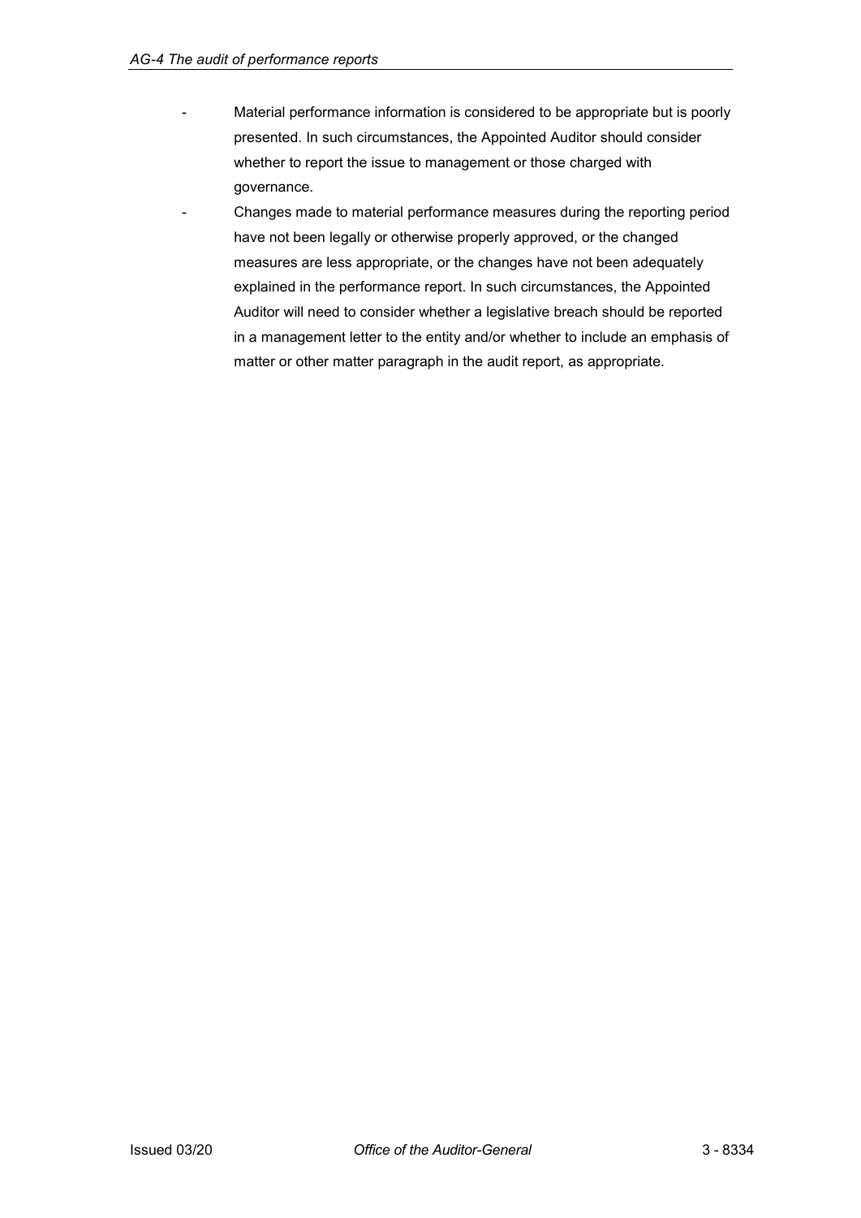- Material performance information is considered to be appropriate but is poorly presented. In such circumstances, the Appointed Auditor should consider whether to report the issue to management or those charged with governance.
- Changes made to material performance measures during the reporting period have not been legally or otherwise properly approved, or the changed measures are less appropriate, or the changes have not been adequately explained in the performance report. In such circumstances, the Appointed Auditor will need to consider whether a legislative breach should be reported in a management letter to the entity and/or whether to include an emphasis of matter or other matter paragraph in the audit report, as appropriate.